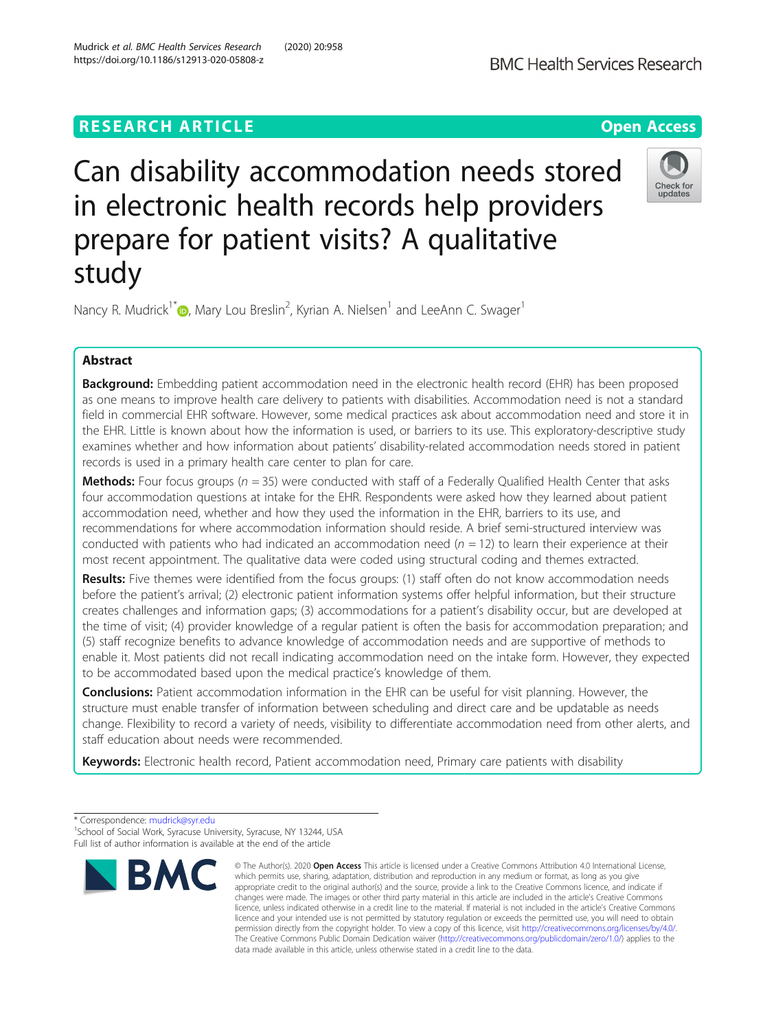RESEARCH ARTICLE

Open Access

# Can disability accommodation needs stored in electronic health records help providers prepare for patient visits? A qualitative study

Nancy R. Mudrick[1*], Mary Lou Breslin[2], Kyrian A. Nielsen[1] and LeeAnn C. Swager[1]

## Abstract

**Background:** Embedding patient accommodation need in the electronic health record (EHR) has been proposed as one means to improve health care delivery to patients with disabilities. Accommodation need is not a standard field in commercial EHR software. However, some medical practices ask about accommodation need and store it in the EHR. Little is known about how the information is used, or barriers to its use. This exploratory-descriptive study examines whether and how information about patients' disability-related accommodation needs stored in patient records is used in a primary health care center to plan for care.

**Methods:** Four focus groups ($n = 35$) were conducted with staff of a Federally Qualified Health Center that asks four accommodation questions at intake for the EHR. Respondents were asked how they learned about patient accommodation need, whether and how they used the information in the EHR, barriers to its use, and recommendations for where accommodation information should reside. A brief semi-structured interview was conducted with patients who had indicated an accommodation need ($n = 12$) to learn their experience at their most recent appointment. The qualitative data were coded using structural coding and themes extracted.

**Results:** Five themes were identified from the focus groups: (1) staff often do not know accommodation needs before the patient's arrival; (2) electronic patient information systems offer helpful information, but their structure creates challenges and information gaps; (3) accommodations for a patient's disability occur, but are developed at the time of visit; (4) provider knowledge of a regular patient is often the basis for accommodation preparation; and (5) staff recognize benefits to advance knowledge of accommodation needs and are supportive of methods to enable it. Most patients did not recall indicating accommodation need on the intake form. However, they expected to be accommodated based upon the medical practice's knowledge of them.

**Conclusions:** Patient accommodation information in the EHR can be useful for visit planning. However, the structure must enable transfer of information between scheduling and direct care and be updatable as needs change. Flexibility to record a variety of needs, visibility to differentiate accommodation need from other alerts, and staff education about needs were recommended.

**Keywords:** Electronic health record, Patient accommodation need, Primary care patients with disability

\* Correspondence: mudrick@syr.edu
[1]School of Social Work, Syracuse University, Syracuse, NY 13244, USA
Full list of author information is available at the end of the article

© The Author(s). 2020 **Open Access** This article is licensed under a Creative Commons Attribution 4.0 International License, which permits use, sharing, adaptation, distribution and reproduction in any medium or format, as long as you give appropriate credit to the original author(s) and the source, provide a link to the Creative Commons licence, and indicate if changes were made. The images or other third party material in this article are included in the article's Creative Commons licence, unless indicated otherwise in a credit line to the material. If material is not included in the article's Creative Commons licence and your intended use is not permitted by statutory regulation or exceeds the permitted use, you will need to obtain permission directly from the copyright holder. To view a copy of this licence, visit http://creativecommons.org/licenses/by/4.0/. The Creative Commons Public Domain Dedication waiver (http://creativecommons.org/publicdomain/zero/1.0/) applies to the data made available in this article, unless otherwise stated in a credit line to the data.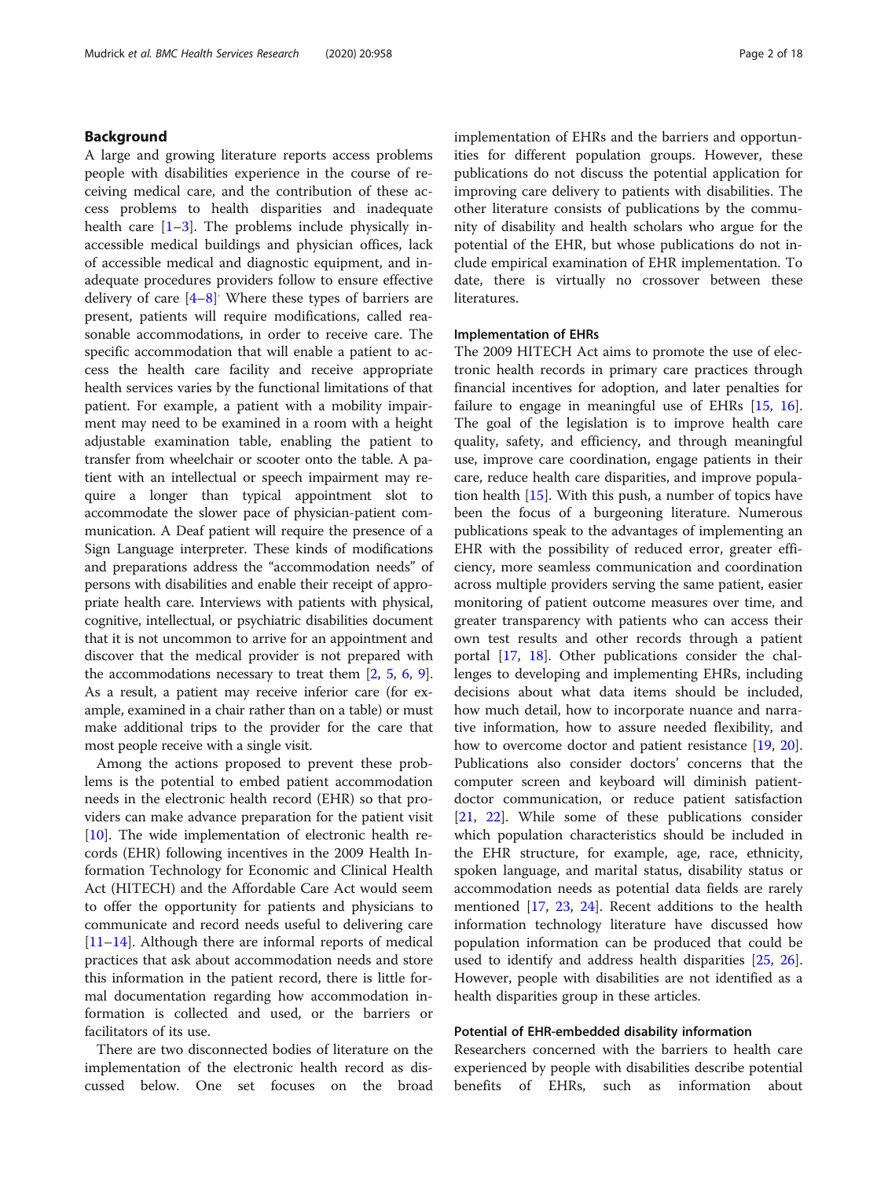## Background

A large and growing literature reports access problems people with disabilities experience in the course of receiving medical care, and the contribution of these access problems to health disparities and inadequate health care [1–3]. The problems include physically inaccessible medical buildings and physician offices, lack of accessible medical and diagnostic equipment, and inadequate procedures providers follow to ensure effective delivery of care [4–8]. Where these types of barriers are present, patients will require modifications, called reasonable accommodations, in order to receive care. The specific accommodation that will enable a patient to access the health care facility and receive appropriate health services varies by the functional limitations of that patient. For example, a patient with a mobility impairment may need to be examined in a room with a height adjustable examination table, enabling the patient to transfer from wheelchair or scooter onto the table. A patient with an intellectual or speech impairment may require a longer than typical appointment slot to accommodate the slower pace of physician-patient communication. A Deaf patient will require the presence of a Sign Language interpreter. These kinds of modifications and preparations address the "accommodation needs" of persons with disabilities and enable their receipt of appropriate health care. Interviews with patients with physical, cognitive, intellectual, or psychiatric disabilities document that it is not uncommon to arrive for an appointment and discover that the medical provider is not prepared with the accommodations necessary to treat them [2, 5, 6, 9]. As a result, a patient may receive inferior care (for example, examined in a chair rather than on a table) or must make additional trips to the provider for the care that most people receive with a single visit.

Among the actions proposed to prevent these problems is the potential to embed patient accommodation needs in the electronic health record (EHR) so that providers can make advance preparation for the patient visit [10]. The wide implementation of electronic health records (EHR) following incentives in the 2009 Health Information Technology for Economic and Clinical Health Act (HITECH) and the Affordable Care Act would seem to offer the opportunity for patients and physicians to communicate and record needs useful to delivering care [11–14]. Although there are informal reports of medical practices that ask about accommodation needs and store this information in the patient record, there is little formal documentation regarding how accommodation information is collected and used, or the barriers or facilitators of its use.

There are two disconnected bodies of literature on the implementation of the electronic health record as discussed below. One set focuses on the broad implementation of EHRs and the barriers and opportunities for different population groups. However, these publications do not discuss the potential application for improving care delivery to patients with disabilities. The other literature consists of publications by the community of disability and health scholars who argue for the potential of the EHR, but whose publications do not include empirical examination of EHR implementation. To date, there is virtually no crossover between these literatures.

### Implementation of EHRs

The 2009 HITECH Act aims to promote the use of electronic health records in primary care practices through financial incentives for adoption, and later penalties for failure to engage in meaningful use of EHRs [15, 16]. The goal of the legislation is to improve health care quality, safety, and efficiency, and through meaningful use, improve care coordination, engage patients in their care, reduce health care disparities, and improve population health [15]. With this push, a number of topics have been the focus of a burgeoning literature. Numerous publications speak to the advantages of implementing an EHR with the possibility of reduced error, greater efficiency, more seamless communication and coordination across multiple providers serving the same patient, easier monitoring of patient outcome measures over time, and greater transparency with patients who can access their own test results and other records through a patient portal [17, 18]. Other publications consider the challenges to developing and implementing EHRs, including decisions about what data items should be included, how much detail, how to incorporate nuance and narrative information, how to assure needed flexibility, and how to overcome doctor and patient resistance [19, 20]. Publications also consider doctors' concerns that the computer screen and keyboard will diminish patient-doctor communication, or reduce patient satisfaction [21, 22]. While some of these publications consider which population characteristics should be included in the EHR structure, for example, age, race, ethnicity, spoken language, and marital status, disability status or accommodation needs as potential data fields are rarely mentioned [17, 23, 24]. Recent additions to the health information technology literature have discussed how population information can be produced that could be used to identify and address health disparities [25, 26]. However, people with disabilities are not identified as a health disparities group in these articles.

### Potential of EHR-embedded disability information

Researchers concerned with the barriers to health care experienced by people with disabilities describe potential benefits of EHRs, such as information about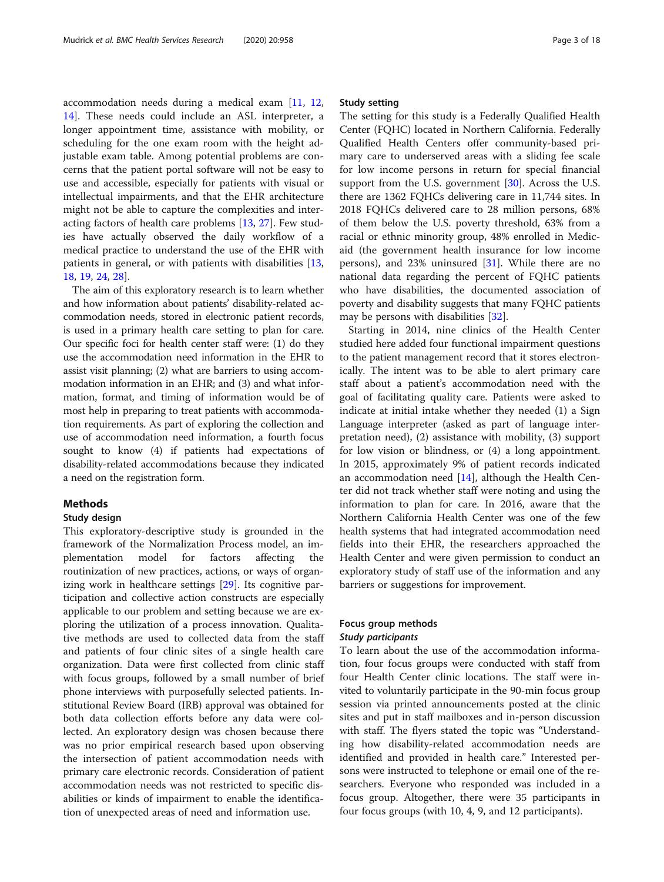accommodation needs during a medical exam [11, 12, 14]. These needs could include an ASL interpreter, a longer appointment time, assistance with mobility, or scheduling for the one exam room with the height adjustable exam table. Among potential problems are concerns that the patient portal software will not be easy to use and accessible, especially for patients with visual or intellectual impairments, and that the EHR architecture might not be able to capture the complexities and interacting factors of health care problems [13, 27]. Few studies have actually observed the daily workflow of a medical practice to understand the use of the EHR with patients in general, or with patients with disabilities [13, 18, 19, 24, 28].

The aim of this exploratory research is to learn whether and how information about patients' disability-related accommodation needs, stored in electronic patient records, is used in a primary health care setting to plan for care. Our specific foci for health center staff were: (1) do they use the accommodation need information in the EHR to assist visit planning; (2) what are barriers to using accommodation information in an EHR; and (3) and what information, format, and timing of information would be of most help in preparing to treat patients with accommodation requirements. As part of exploring the collection and use of accommodation need information, a fourth focus sought to know (4) if patients had expectations of disability-related accommodations because they indicated a need on the registration form.

## Methods

### Study design

This exploratory-descriptive study is grounded in the framework of the Normalization Process model, an implementation model for factors affecting the routinization of new practices, actions, or ways of organizing work in healthcare settings [29]. Its cognitive participation and collective action constructs are especially applicable to our problem and setting because we are exploring the utilization of a process innovation. Qualitative methods are used to collected data from the staff and patients of four clinic sites of a single health care organization. Data were first collected from clinic staff with focus groups, followed by a small number of brief phone interviews with purposefully selected patients. Institutional Review Board (IRB) approval was obtained for both data collection efforts before any data were collected. An exploratory design was chosen because there was no prior empirical research based upon observing the intersection of patient accommodation needs with primary care electronic records. Consideration of patient accommodation needs was not restricted to specific disabilities or kinds of impairment to enable the identification of unexpected areas of need and information use.

### Study setting

The setting for this study is a Federally Qualified Health Center (FQHC) located in Northern California. Federally Qualified Health Centers offer community-based primary care to underserved areas with a sliding fee scale for low income persons in return for special financial support from the U.S. government [30]. Across the U.S. there are 1362 FQHCs delivering care in 11,744 sites. In 2018 FQHCs delivered care to 28 million persons, 68% of them below the U.S. poverty threshold, 63% from a racial or ethnic minority group, 48% enrolled in Medicaid (the government health insurance for low income persons), and 23% uninsured [31]. While there are no national data regarding the percent of FQHC patients who have disabilities, the documented association of poverty and disability suggests that many FQHC patients may be persons with disabilities [32].

Starting in 2014, nine clinics of the Health Center studied here added four functional impairment questions to the patient management record that it stores electronically. The intent was to be able to alert primary care staff about a patient's accommodation need with the goal of facilitating quality care. Patients were asked to indicate at initial intake whether they needed (1) a Sign Language interpreter (asked as part of language interpretation need), (2) assistance with mobility, (3) support for low vision or blindness, or (4) a long appointment. In 2015, approximately 9% of patient records indicated an accommodation need [14], although the Health Center did not track whether staff were noting and using the information to plan for care. In 2016, aware that the Northern California Health Center was one of the few health systems that had integrated accommodation need fields into their EHR, the researchers approached the Health Center and were given permission to conduct an exploratory study of staff use of the information and any barriers or suggestions for improvement.

### Focus group methods

#### *Study participants*

To learn about the use of the accommodation information, four focus groups were conducted with staff from four Health Center clinic locations. The staff were invited to voluntarily participate in the 90-min focus group session via printed announcements posted at the clinic sites and put in staff mailboxes and in-person discussion with staff. The flyers stated the topic was "Understanding how disability-related accommodation needs are identified and provided in health care." Interested persons were instructed to telephone or email one of the researchers. Everyone who responded was included in a focus group. Altogether, there were 35 participants in four focus groups (with 10, 4, 9, and 12 participants).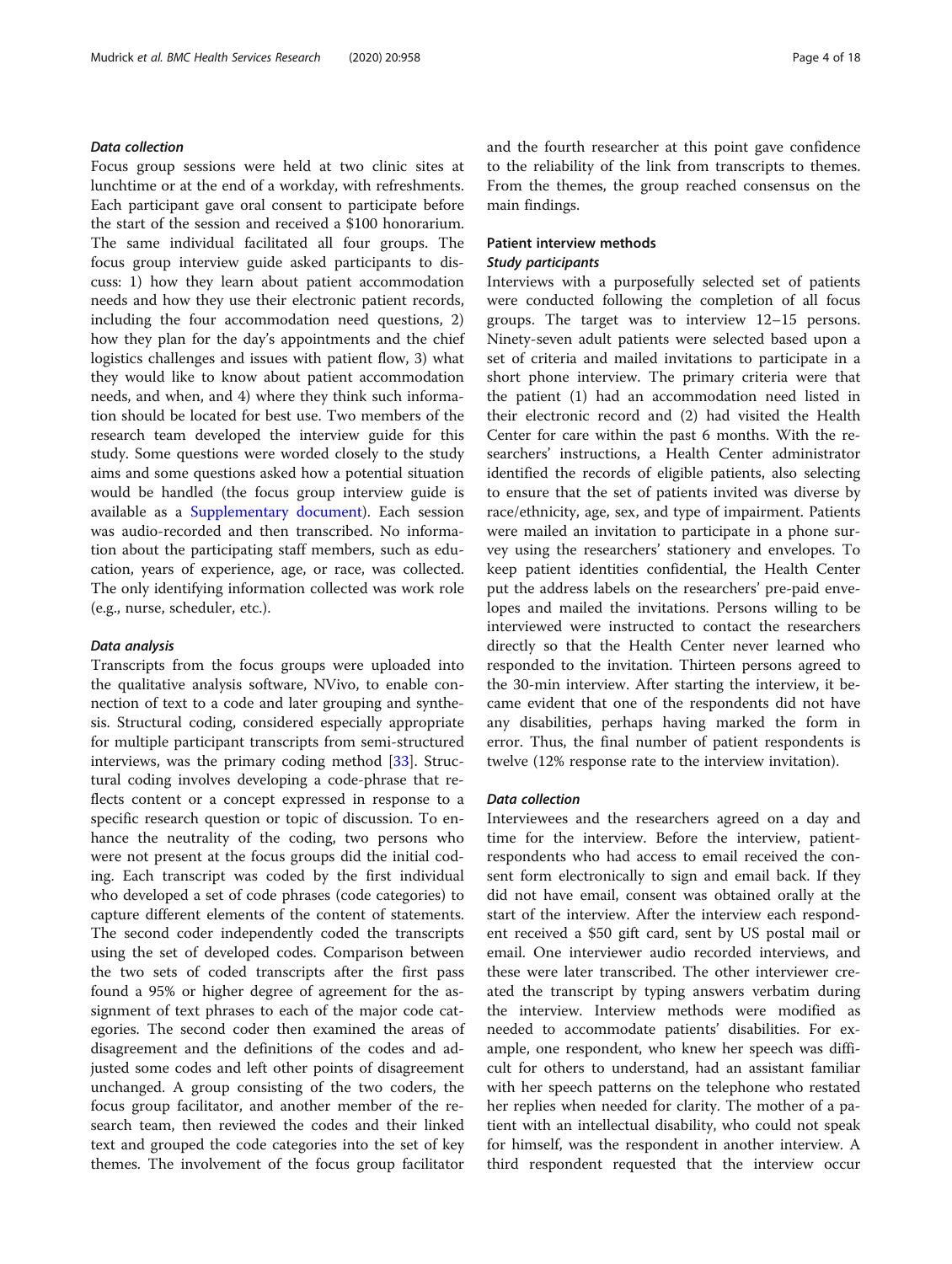#### *Data collection*

Focus group sessions were held at two clinic sites at lunchtime or at the end of a workday, with refreshments. Each participant gave oral consent to participate before the start of the session and received a $100 honorarium. The same individual facilitated all four groups. The focus group interview guide asked participants to discuss: 1) how they learn about patient accommodation needs and how they use their electronic patient records, including the four accommodation need questions, 2) how they plan for the day's appointments and the chief logistics challenges and issues with patient flow, 3) what they would like to know about patient accommodation needs, and when, and 4) where they think such information should be located for best use. Two members of the research team developed the interview guide for this study. Some questions were worded closely to the study aims and some questions asked how a potential situation would be handled (the focus group interview guide is available as a Supplementary document). Each session was audio-recorded and then transcribed. No information about the participating staff members, such as education, years of experience, age, or race, was collected. The only identifying information collected was work role (e.g., nurse, scheduler, etc.).

#### *Data analysis*

Transcripts from the focus groups were uploaded into the qualitative analysis software, NVivo, to enable connection of text to a code and later grouping and synthesis. Structural coding, considered especially appropriate for multiple participant transcripts from semi-structured interviews, was the primary coding method [33]. Structural coding involves developing a code-phrase that reflects content or a concept expressed in response to a specific research question or topic of discussion. To enhance the neutrality of the coding, two persons who were not present at the focus groups did the initial coding. Each transcript was coded by the first individual who developed a set of code phrases (code categories) to capture different elements of the content of statements. The second coder independently coded the transcripts using the set of developed codes. Comparison between the two sets of coded transcripts after the first pass found a 95% or higher degree of agreement for the assignment of text phrases to each of the major code categories. The second coder then examined the areas of disagreement and the definitions of the codes and adjusted some codes and left other points of disagreement unchanged. A group consisting of the two coders, the focus group facilitator, and another member of the research team, then reviewed the codes and their linked text and grouped the code categories into the set of key themes. The involvement of the focus group facilitator and the fourth researcher at this point gave confidence to the reliability of the link from transcripts to themes. From the themes, the group reached consensus on the main findings.

### Patient interview methods

#### *Study participants*

Interviews with a purposefully selected set of patients were conducted following the completion of all focus groups. The target was to interview 12–15 persons. Ninety-seven adult patients were selected based upon a set of criteria and mailed invitations to participate in a short phone interview. The primary criteria were that the patient (1) had an accommodation need listed in their electronic record and (2) had visited the Health Center for care within the past 6 months. With the researchers' instructions, a Health Center administrator identified the records of eligible patients, also selecting to ensure that the set of patients invited was diverse by race/ethnicity, age, sex, and type of impairment. Patients were mailed an invitation to participate in a phone survey using the researchers' stationery and envelopes. To keep patient identities confidential, the Health Center put the address labels on the researchers' pre-paid envelopes and mailed the invitations. Persons willing to be interviewed were instructed to contact the researchers directly so that the Health Center never learned who responded to the invitation. Thirteen persons agreed to the 30-min interview. After starting the interview, it became evident that one of the respondents did not have any disabilities, perhaps having marked the form in error. Thus, the final number of patient respondents is twelve (12% response rate to the interview invitation).

#### *Data collection*

Interviewees and the researchers agreed on a day and time for the interview. Before the interview, patient-respondents who had access to email received the consent form electronically to sign and email back. If they did not have email, consent was obtained orally at the start of the interview. After the interview each respondent received a $50 gift card, sent by US postal mail or email. One interviewer audio recorded interviews, and these were later transcribed. The other interviewer created the transcript by typing answers verbatim during the interview. Interview methods were modified as needed to accommodate patients' disabilities. For example, one respondent, who knew her speech was difficult for others to understand, had an assistant familiar with her speech patterns on the telephone who restated her replies when needed for clarity. The mother of a patient with an intellectual disability, who could not speak for himself, was the respondent in another interview. A third respondent requested that the interview occur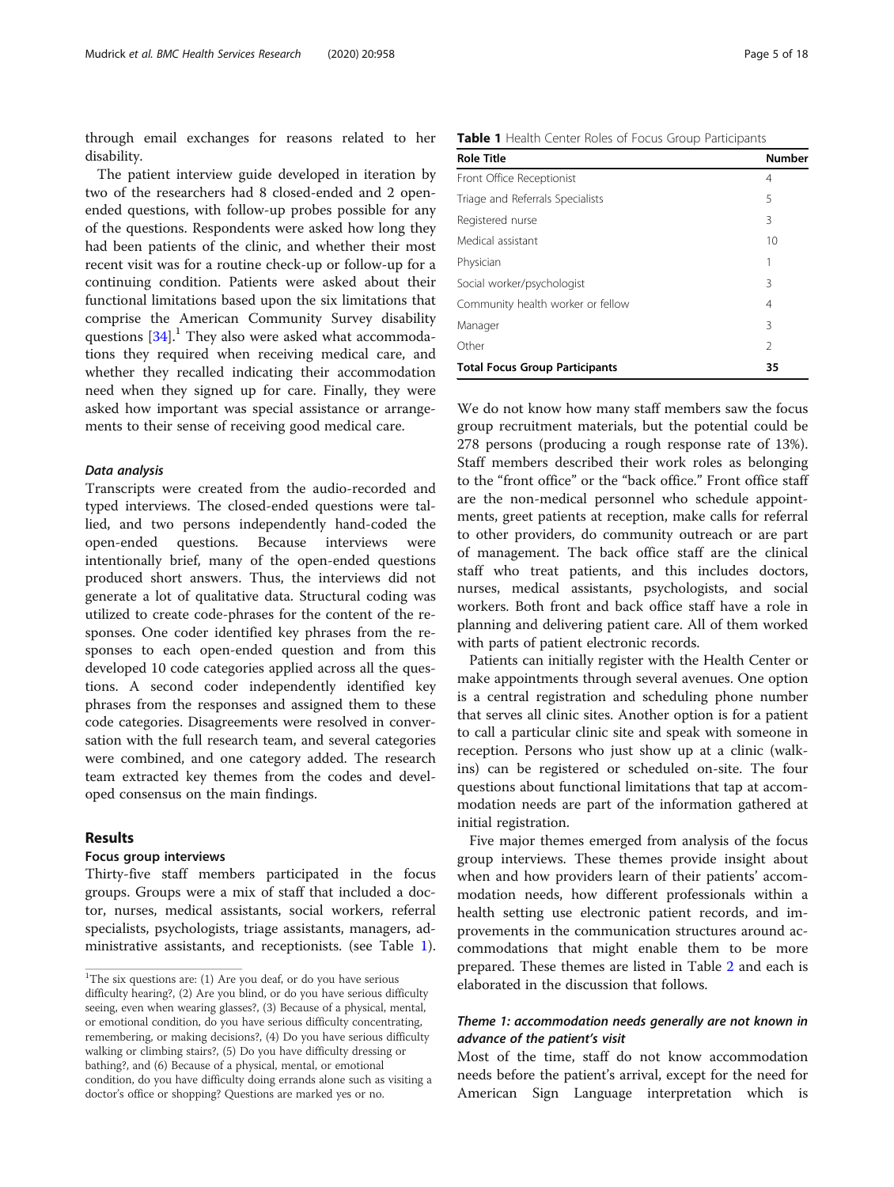through email exchanges for reasons related to her disability.

The patient interview guide developed in iteration by two of the researchers had 8 closed-ended and 2 open-ended questions, with follow-up probes possible for any of the questions. Respondents were asked how long they had been patients of the clinic, and whether their most recent visit was for a routine check-up or follow-up for a continuing condition. Patients were asked about their functional limitations based upon the six limitations that comprise the American Community Survey disability questions [34].[1] They also were asked what accommodations they required when receiving medical care, and whether they recalled indicating their accommodation need when they signed up for care. Finally, they were asked how important was special assistance or arrangements to their sense of receiving good medical care.

### *Data analysis*

Transcripts were created from the audio-recorded and typed interviews. The closed-ended questions were tallied, and two persons independently hand-coded the open-ended questions. Because interviews were intentionally brief, many of the open-ended questions produced short answers. Thus, the interviews did not generate a lot of qualitative data. Structural coding was utilized to create code-phrases for the content of the responses. One coder identified key phrases from the responses to each open-ended question and from this developed 10 code categories applied across all the questions. A second coder independently identified key phrases from the responses and assigned them to these code categories. Disagreements were resolved in conversation with the full research team, and several categories were combined, and one category added. The research team extracted key themes from the codes and developed consensus on the main findings.

## Results

### Focus group interviews

Thirty-five staff members participated in the focus groups. Groups were a mix of staff that included a doctor, nurses, medical assistants, social workers, referral specialists, psychologists, triage assistants, managers, administrative assistants, and receptionists. (see Table 1).

**Table 1** Health Center Roles of Focus Group Participants

| Role Title | Number |
|---|---|
| Front Office Receptionist | 4 |
| Triage and Referrals Specialists | 5 |
| Registered nurse | 3 |
| Medical assistant | 10 |
| Physician | 1 |
| Social worker/psychologist | 3 |
| Community health worker or fellow | 4 |
| Manager | 3 |
| Other | 2 |
| **Total Focus Group Participants** | **35** |

We do not know how many staff members saw the focus group recruitment materials, but the potential could be 278 persons (producing a rough response rate of 13%). Staff members described their work roles as belonging to the "front office" or the "back office." Front office staff are the non-medical personnel who schedule appointments, greet patients at reception, make calls for referral to other providers, do community outreach or are part of management. The back office staff are the clinical staff who treat patients, and this includes doctors, nurses, medical assistants, psychologists, and social workers. Both front and back office staff have a role in planning and delivering patient care. All of them worked with parts of patient electronic records.

Patients can initially register with the Health Center or make appointments through several avenues. One option is a central registration and scheduling phone number that serves all clinic sites. Another option is for a patient to call a particular clinic site and speak with someone in reception. Persons who just show up at a clinic (walk-ins) can be registered or scheduled on-site. The four questions about functional limitations that tap at accommodation needs are part of the information gathered at initial registration.

Five major themes emerged from analysis of the focus group interviews. These themes provide insight about when and how providers learn of their patients' accommodation needs, how different professionals within a health setting use electronic patient records, and improvements in the communication structures around accommodations that might enable them to be more prepared. These themes are listed in Table 2 and each is elaborated in the discussion that follows.

### *Theme 1: accommodation needs generally are not known in advance of the patient's visit*

Most of the time, staff do not know accommodation needs before the patient's arrival, except for the need for American Sign Language interpretation which is

[1]The six questions are: (1) Are you deaf, or do you have serious difficulty hearing?, (2) Are you blind, or do you have serious difficulty seeing, even when wearing glasses?, (3) Because of a physical, mental, or emotional condition, do you have serious difficulty concentrating, remembering, or making decisions?, (4) Do you have serious difficulty walking or climbing stairs?, (5) Do you have difficulty dressing or bathing?, and (6) Because of a physical, mental, or emotional condition, do you have difficulty doing errands alone such as visiting a doctor's office or shopping? Questions are marked yes or no.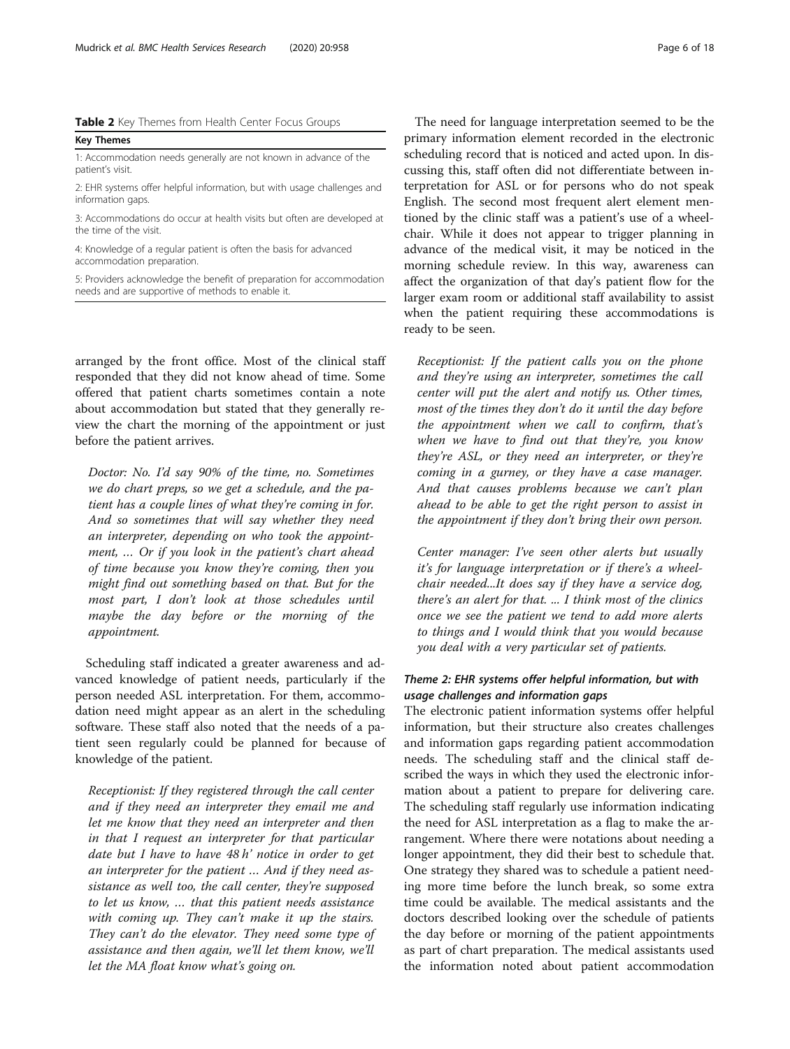**Table 2** Key Themes from Health Center Focus Groups

| Key Themes |
|---|
| 1: Accommodation needs generally are not known in advance of the patient's visit. |
| 2: EHR systems offer helpful information, but with usage challenges and information gaps. |
| 3: Accommodations do occur at health visits but often are developed at the time of the visit. |
| 4: Knowledge of a regular patient is often the basis for advanced accommodation preparation. |
| 5: Providers acknowledge the benefit of preparation for accommodation needs and are supportive of methods to enable it. |

arranged by the front office. Most of the clinical staff responded that they did not know ahead of time. Some offered that patient charts sometimes contain a note about accommodation but stated that they generally review the chart the morning of the appointment or just before the patient arrives.

*Doctor: No. I'd say 90% of the time, no. Sometimes we do chart preps, so we get a schedule, and the patient has a couple lines of what they're coming in for. And so sometimes that will say whether they need an interpreter, depending on who took the appointment, … Or if you look in the patient's chart ahead of time because you know they're coming, then you might find out something based on that. But for the most part, I don't look at those schedules until maybe the day before or the morning of the appointment.*

Scheduling staff indicated a greater awareness and advanced knowledge of patient needs, particularly if the person needed ASL interpretation. For them, accommodation need might appear as an alert in the scheduling software. These staff also noted that the needs of a patient seen regularly could be planned for because of knowledge of the patient.

*Receptionist: If they registered through the call center and if they need an interpreter they email me and let me know that they need an interpreter and then in that I request an interpreter for that particular date but I have to have 48 h' notice in order to get an interpreter for the patient … And if they need assistance as well too, the call center, they're supposed to let us know, … that this patient needs assistance with coming up. They can't make it up the stairs. They can't do the elevator. They need some type of assistance and then again, we'll let them know, we'll let the MA float know what's going on.*

The need for language interpretation seemed to be the primary information element recorded in the electronic scheduling record that is noticed and acted upon. In discussing this, staff often did not differentiate between interpretation for ASL or for persons who do not speak English. The second most frequent alert element mentioned by the clinic staff was a patient's use of a wheelchair. While it does not appear to trigger planning in advance of the medical visit, it may be noticed in the morning schedule review. In this way, awareness can affect the organization of that day's patient flow for the larger exam room or additional staff availability to assist when the patient requiring these accommodations is ready to be seen.

*Receptionist: If the patient calls you on the phone and they're using an interpreter, sometimes the call center will put the alert and notify us. Other times, most of the times they don't do it until the day before the appointment when we call to confirm, that's when we have to find out that they're, you know they're ASL, or they need an interpreter, or they're coming in a gurney, or they have a case manager. And that causes problems because we can't plan ahead to be able to get the right person to assist in the appointment if they don't bring their own person.*

*Center manager: I've seen other alerts but usually it's for language interpretation or if there's a wheelchair needed...It does say if they have a service dog, there's an alert for that. ... I think most of the clinics once we see the patient we tend to add more alerts to things and I would think that you would because you deal with a very particular set of patients.*

### Theme 2: EHR systems offer helpful information, but with usage challenges and information gaps

The electronic patient information systems offer helpful information, but their structure also creates challenges and information gaps regarding patient accommodation needs. The scheduling staff and the clinical staff described the ways in which they used the electronic information about a patient to prepare for delivering care. The scheduling staff regularly use information indicating the need for ASL interpretation as a flag to make the arrangement. Where there were notations about needing a longer appointment, they did their best to schedule that. One strategy they shared was to schedule a patient needing more time before the lunch break, so some extra time could be available. The medical assistants and the doctors described looking over the schedule of patients the day before or morning of the patient appointments as part of chart preparation. The medical assistants used the information noted about patient accommodation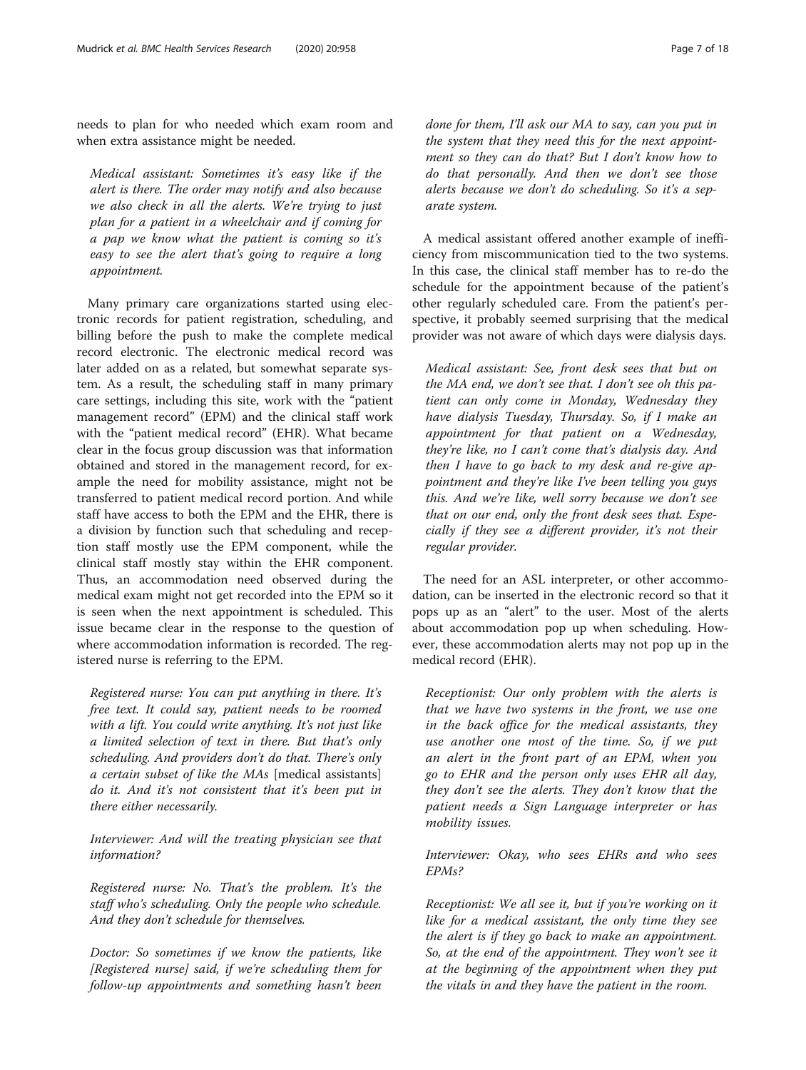needs to plan for who needed which exam room and when extra assistance might be needed.

*Medical assistant: Sometimes it's easy like if the alert is there. The order may notify and also because we also check in all the alerts. We're trying to just plan for a patient in a wheelchair and if coming for a pap we know what the patient is coming so it's easy to see the alert that's going to require a long appointment.*

Many primary care organizations started using electronic records for patient registration, scheduling, and billing before the push to make the complete medical record electronic. The electronic medical record was later added on as a related, but somewhat separate system. As a result, the scheduling staff in many primary care settings, including this site, work with the "patient management record" (EPM) and the clinical staff work with the "patient medical record" (EHR). What became clear in the focus group discussion was that information obtained and stored in the management record, for example the need for mobility assistance, might not be transferred to patient medical record portion. And while staff have access to both the EPM and the EHR, there is a division by function such that scheduling and reception staff mostly use the EPM component, while the clinical staff mostly stay within the EHR component. Thus, an accommodation need observed during the medical exam might not get recorded into the EPM so it is seen when the next appointment is scheduled. This issue became clear in the response to the question of where accommodation information is recorded. The registered nurse is referring to the EPM.

*Registered nurse: You can put anything in there. It's free text. It could say, patient needs to be roomed with a lift. You could write anything. It's not just like a limited selection of text in there. But that's only scheduling. And providers don't do that. There's only a certain subset of like the MAs [medical assistants] do it. And it's not consistent that it's been put in there either necessarily.*

*Interviewer: And will the treating physician see that information?*

*Registered nurse: No. That's the problem. It's the staff who's scheduling. Only the people who schedule. And they don't schedule for themselves.*

*Doctor: So sometimes if we know the patients, like [Registered nurse] said, if we're scheduling them for follow-up appointments and something hasn't been done for them, I'll ask our MA to say, can you put in the system that they need this for the next appointment so they can do that? But I don't know how to do that personally. And then we don't see those alerts because we don't do scheduling. So it's a separate system.*

A medical assistant offered another example of inefficiency from miscommunication tied to the two systems. In this case, the clinical staff member has to re-do the schedule for the appointment because of the patient's other regularly scheduled care. From the patient's perspective, it probably seemed surprising that the medical provider was not aware of which days were dialysis days.

*Medical assistant: See, front desk sees that but on the MA end, we don't see that. I don't see oh this patient can only come in Monday, Wednesday they have dialysis Tuesday, Thursday. So, if I make an appointment for that patient on a Wednesday, they're like, no I can't come that's dialysis day. And then I have to go back to my desk and re-give appointment and they're like I've been telling you guys this. And we're like, well sorry because we don't see that on our end, only the front desk sees that. Especially if they see a different provider, it's not their regular provider.*

The need for an ASL interpreter, or other accommodation, can be inserted in the electronic record so that it pops up as an "alert" to the user. Most of the alerts about accommodation pop up when scheduling. However, these accommodation alerts may not pop up in the medical record (EHR).

*Receptionist: Our only problem with the alerts is that we have two systems in the front, we use one in the back office for the medical assistants, they use another one most of the time. So, if we put an alert in the front part of an EPM, when you go to EHR and the person only uses EHR all day, they don't see the alerts. They don't know that the patient needs a Sign Language interpreter or has mobility issues.*

*Interviewer: Okay, who sees EHRs and who sees EPMs?*

*Receptionist: We all see it, but if you're working on it like for a medical assistant, the only time they see the alert is if they go back to make an appointment. So, at the end of the appointment. They won't see it at the beginning of the appointment when they put the vitals in and they have the patient in the room.*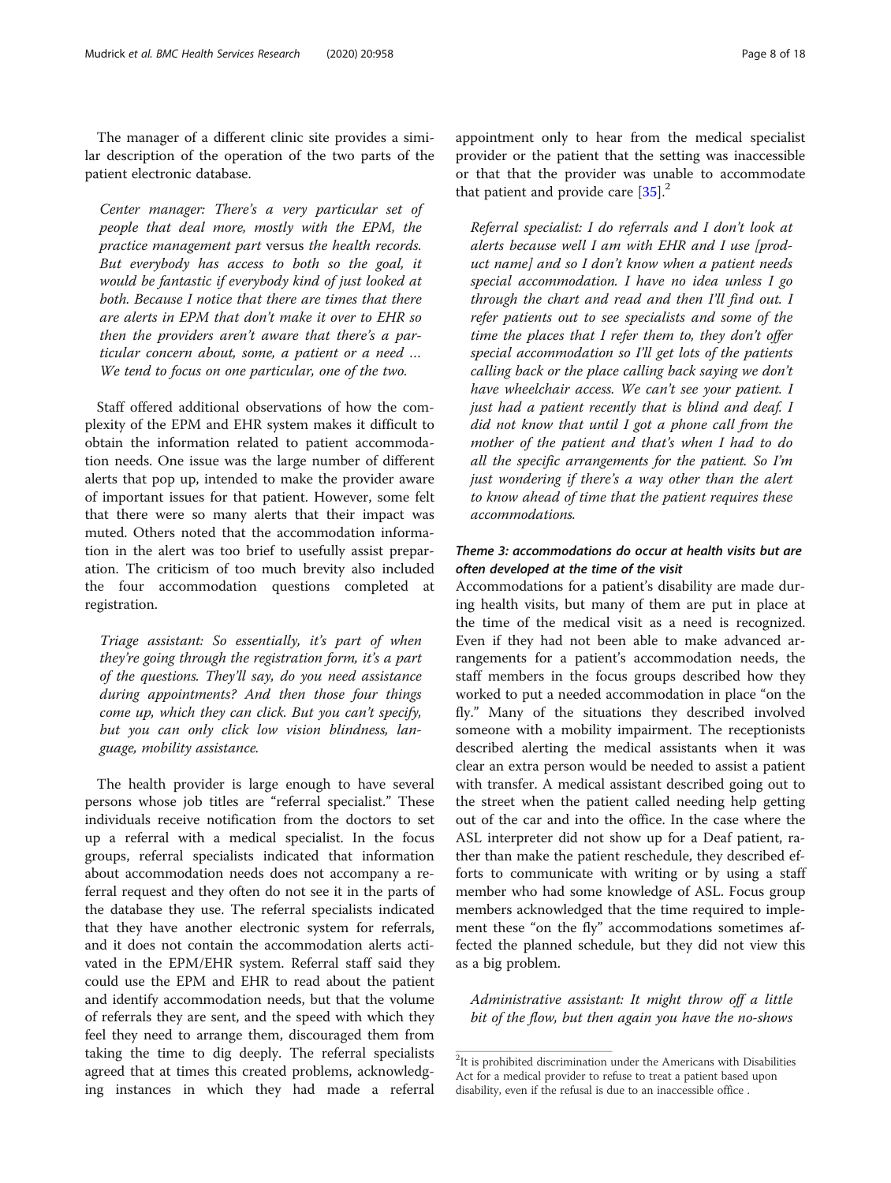The manager of a different clinic site provides a similar description of the operation of the two parts of the patient electronic database.

*Center manager: There's a very particular set of people that deal more, mostly with the EPM, the practice management part versus the health records. But everybody has access to both so the goal, it would be fantastic if everybody kind of just looked at both. Because I notice that there are times that there are alerts in EPM that don't make it over to EHR so then the providers aren't aware that there's a particular concern about, some, a patient or a need … We tend to focus on one particular, one of the two.*

Staff offered additional observations of how the complexity of the EPM and EHR system makes it difficult to obtain the information related to patient accommodation needs. One issue was the large number of different alerts that pop up, intended to make the provider aware of important issues for that patient. However, some felt that there were so many alerts that their impact was muted. Others noted that the accommodation information in the alert was too brief to usefully assist preparation. The criticism of too much brevity also included the four accommodation questions completed at registration.

*Triage assistant: So essentially, it's part of when they're going through the registration form, it's a part of the questions. They'll say, do you need assistance during appointments? And then those four things come up, which they can click. But you can't specify, but you can only click low vision blindness, language, mobility assistance.*

The health provider is large enough to have several persons whose job titles are "referral specialist." These individuals receive notification from the doctors to set up a referral with a medical specialist. In the focus groups, referral specialists indicated that information about accommodation needs does not accompany a referral request and they often do not see it in the parts of the database they use. The referral specialists indicated that they have another electronic system for referrals, and it does not contain the accommodation alerts activated in the EPM/EHR system. Referral staff said they could use the EPM and EHR to read about the patient and identify accommodation needs, but that the volume of referrals they are sent, and the speed with which they feel they need to arrange them, discouraged them from taking the time to dig deeply. The referral specialists agreed that at times this created problems, acknowledging instances in which they had made a referral appointment only to hear from the medical specialist provider or the patient that the setting was inaccessible or that that the provider was unable to accommodate that patient and provide care [35].[2]

*Referral specialist: I do referrals and I don't look at alerts because well I am with EHR and I use [product name] and so I don't know when a patient needs special accommodation. I have no idea unless I go through the chart and read and then I'll find out. I refer patients out to see specialists and some of the time the places that I refer them to, they don't offer special accommodation so I'll get lots of the patients calling back or the place calling back saying we don't have wheelchair access. We can't see your patient. I just had a patient recently that is blind and deaf. I did not know that until I got a phone call from the mother of the patient and that's when I had to do all the specific arrangements for the patient. So I'm just wondering if there's a way other than the alert to know ahead of time that the patient requires these accommodations.*

### Theme 3: accommodations do occur at health visits but are often developed at the time of the visit

Accommodations for a patient's disability are made during health visits, but many of them are put in place at the time of the medical visit as a need is recognized. Even if they had not been able to make advanced arrangements for a patient's accommodation needs, the staff members in the focus groups described how they worked to put a needed accommodation in place "on the fly." Many of the situations they described involved someone with a mobility impairment. The receptionists described alerting the medical assistants when it was clear an extra person would be needed to assist a patient with transfer. A medical assistant described going out to the street when the patient called needing help getting out of the car and into the office. In the case where the ASL interpreter did not show up for a Deaf patient, rather than make the patient reschedule, they described efforts to communicate with writing or by using a staff member who had some knowledge of ASL. Focus group members acknowledged that the time required to implement these "on the fly" accommodations sometimes affected the planned schedule, but they did not view this as a big problem.

*Administrative assistant: It might throw off a little bit of the flow, but then again you have the no-shows*

[2] It is prohibited discrimination under the Americans with Disabilities Act for a medical provider to refuse to treat a patient based upon disability, even if the refusal is due to an inaccessible office .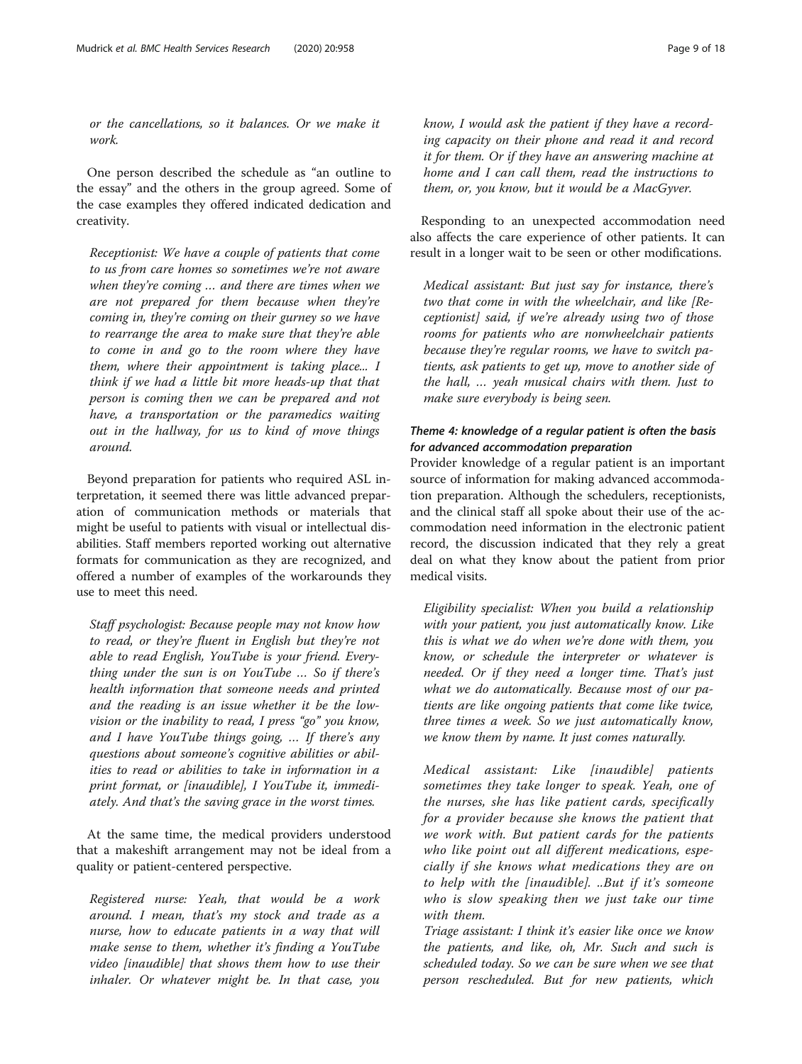*or the cancellations, so it balances. Or we make it work.*

One person described the schedule as "an outline to the essay" and the others in the group agreed. Some of the case examples they offered indicated dedication and creativity.

> *Receptionist: We have a couple of patients that come to us from care homes so sometimes we're not aware when they're coming … and there are times when we are not prepared for them because when they're coming in, they're coming on their gurney so we have to rearrange the area to make sure that they're able to come in and go to the room where they have them, where their appointment is taking place... I think if we had a little bit more heads-up that that person is coming then we can be prepared and not have, a transportation or the paramedics waiting out in the hallway, for us to kind of move things around.*

Beyond preparation for patients who required ASL interpretation, it seemed there was little advanced preparation of communication methods or materials that might be useful to patients with visual or intellectual disabilities. Staff members reported working out alternative formats for communication as they are recognized, and offered a number of examples of the workarounds they use to meet this need.

> *Staff psychologist: Because people may not know how to read, or they're fluent in English but they're not able to read English, YouTube is your friend. Everything under the sun is on YouTube … So if there's health information that someone needs and printed and the reading is an issue whether it be the low-vision or the inability to read, I press "go" you know, and I have YouTube things going, … If there's any questions about someone's cognitive abilities or abilities to read or abilities to take in information in a print format, or [inaudible], I YouTube it, immediately. And that's the saving grace in the worst times.*

At the same time, the medical providers understood that a makeshift arrangement may not be ideal from a quality or patient-centered perspective.

> *Registered nurse: Yeah, that would be a work around. I mean, that's my stock and trade as a nurse, how to educate patients in a way that will make sense to them, whether it's finding a YouTube video [inaudible] that shows them how to use their inhaler. Or whatever might be. In that case, you know, I would ask the patient if they have a recording capacity on their phone and read it and record it for them. Or if they have an answering machine at home and I can call them, read the instructions to them, or, you know, but it would be a MacGyver.*

Responding to an unexpected accommodation need also affects the care experience of other patients. It can result in a longer wait to be seen or other modifications.

> *Medical assistant: But just say for instance, there's two that come in with the wheelchair, and like [Receptionist] said, if we're already using two of those rooms for patients who are nonwheelchair patients because they're regular rooms, we have to switch patients, ask patients to get up, move to another side of the hall, … yeah musical chairs with them. Just to make sure everybody is being seen.*

#### Theme 4: knowledge of a regular patient is often the basis for advanced accommodation preparation

Provider knowledge of a regular patient is an important source of information for making advanced accommodation preparation. Although the schedulers, receptionists, and the clinical staff all spoke about their use of the accommodation need information in the electronic patient record, the discussion indicated that they rely a great deal on what they know about the patient from prior medical visits.

> *Eligibility specialist: When you build a relationship with your patient, you just automatically know. Like this is what we do when we're done with them, you know, or schedule the interpreter or whatever is needed. Or if they need a longer time. That's just what we do automatically. Because most of our patients are like ongoing patients that come like twice, three times a week. So we just automatically know, we know them by name. It just comes naturally.*

> *Medical assistant: Like [inaudible] patients sometimes they take longer to speak. Yeah, one of the nurses, she has like patient cards, specifically for a provider because she knows the patient that we work with. But patient cards for the patients who like point out all different medications, especially if she knows what medications they are on to help with the [inaudible]. ..But if it's someone who is slow speaking then we just take our time with them.*
>
> *Triage assistant: I think it's easier like once we know the patients, and like, oh, Mr. Such and such is scheduled today. So we can be sure when we see that person rescheduled. But for new patients, which*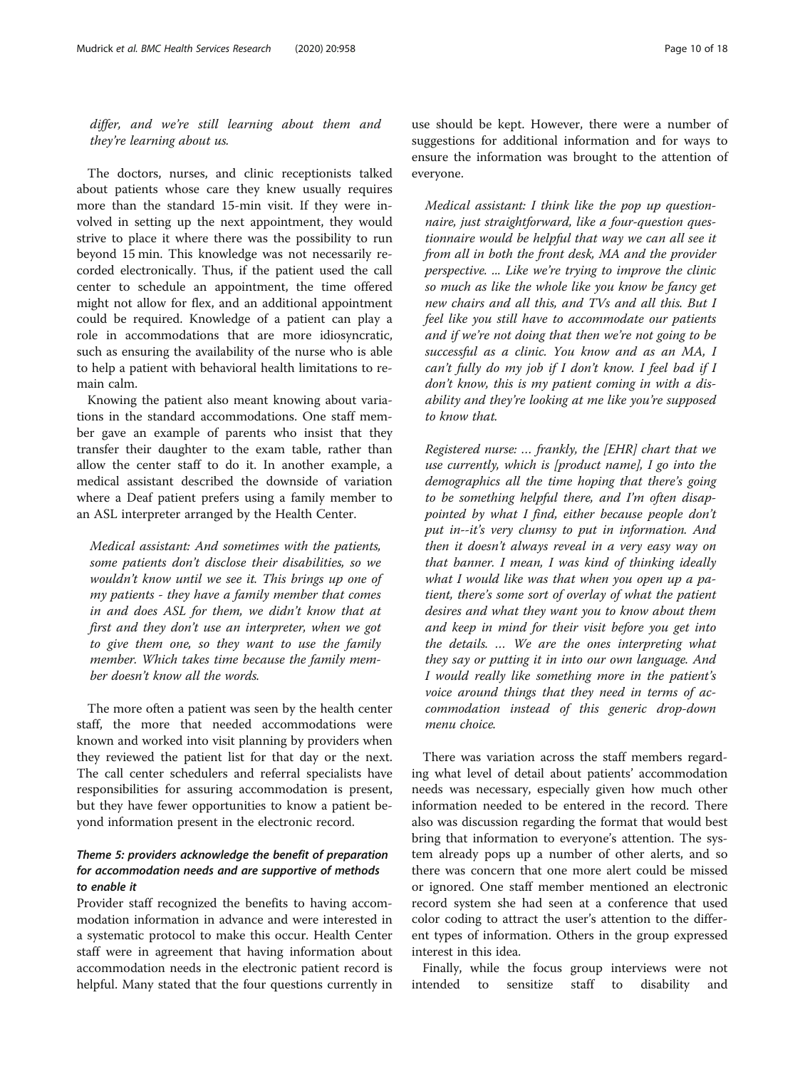*differ, and we're still learning about them and they're learning about us.*

The doctors, nurses, and clinic receptionists talked about patients whose care they knew usually requires more than the standard 15-min visit. If they were involved in setting up the next appointment, they would strive to place it where there was the possibility to run beyond 15 min. This knowledge was not necessarily recorded electronically. Thus, if the patient used the call center to schedule an appointment, the time offered might not allow for flex, and an additional appointment could be required. Knowledge of a patient can play a role in accommodations that are more idiosyncratic, such as ensuring the availability of the nurse who is able to help a patient with behavioral health limitations to remain calm.

Knowing the patient also meant knowing about variations in the standard accommodations. One staff member gave an example of parents who insist that they transfer their daughter to the exam table, rather than allow the center staff to do it. In another example, a medical assistant described the downside of variation where a Deaf patient prefers using a family member to an ASL interpreter arranged by the Health Center.

*Medical assistant: And sometimes with the patients, some patients don't disclose their disabilities, so we wouldn't know until we see it. This brings up one of my patients - they have a family member that comes in and does ASL for them, we didn't know that at first and they don't use an interpreter, when we got to give them one, so they want to use the family member. Which takes time because the family member doesn't know all the words.*

The more often a patient was seen by the health center staff, the more that needed accommodations were known and worked into visit planning by providers when they reviewed the patient list for that day or the next. The call center schedulers and referral specialists have responsibilities for assuring accommodation is present, but they have fewer opportunities to know a patient beyond information present in the electronic record.

### *Theme 5: providers acknowledge the benefit of preparation for accommodation needs and are supportive of methods to enable it*

Provider staff recognized the benefits to having accommodation information in advance and were interested in a systematic protocol to make this occur. Health Center staff were in agreement that having information about accommodation needs in the electronic patient record is helpful. Many stated that the four questions currently in use should be kept. However, there were a number of suggestions for additional information and for ways to ensure the information was brought to the attention of everyone.

*Medical assistant: I think like the pop up questionnaire, just straightforward, like a four-question questionnaire would be helpful that way we can all see it from all in both the front desk, MA and the provider perspective. ... Like we're trying to improve the clinic so much as like the whole like you know be fancy get new chairs and all this, and TVs and all this. But I feel like you still have to accommodate our patients and if we're not doing that then we're not going to be successful as a clinic. You know and as an MA, I can't fully do my job if I don't know. I feel bad if I don't know, this is my patient coming in with a disability and they're looking at me like you're supposed to know that.*

*Registered nurse: … frankly, the [EHR] chart that we use currently, which is [product name], I go into the demographics all the time hoping that there's going to be something helpful there, and I'm often disappointed by what I find, either because people don't put in--it's very clumsy to put in information. And then it doesn't always reveal in a very easy way on that banner. I mean, I was kind of thinking ideally what I would like was that when you open up a patient, there's some sort of overlay of what the patient desires and what they want you to know about them and keep in mind for their visit before you get into the details. … We are the ones interpreting what they say or putting it in into our own language. And I would really like something more in the patient's voice around things that they need in terms of accommodation instead of this generic drop-down menu choice.*

There was variation across the staff members regarding what level of detail about patients' accommodation needs was necessary, especially given how much other information needed to be entered in the record. There also was discussion regarding the format that would best bring that information to everyone's attention. The system already pops up a number of other alerts, and so there was concern that one more alert could be missed or ignored. One staff member mentioned an electronic record system she had seen at a conference that used color coding to attract the user's attention to the different types of information. Others in the group expressed interest in this idea.

Finally, while the focus group interviews were not intended to sensitize staff to disability and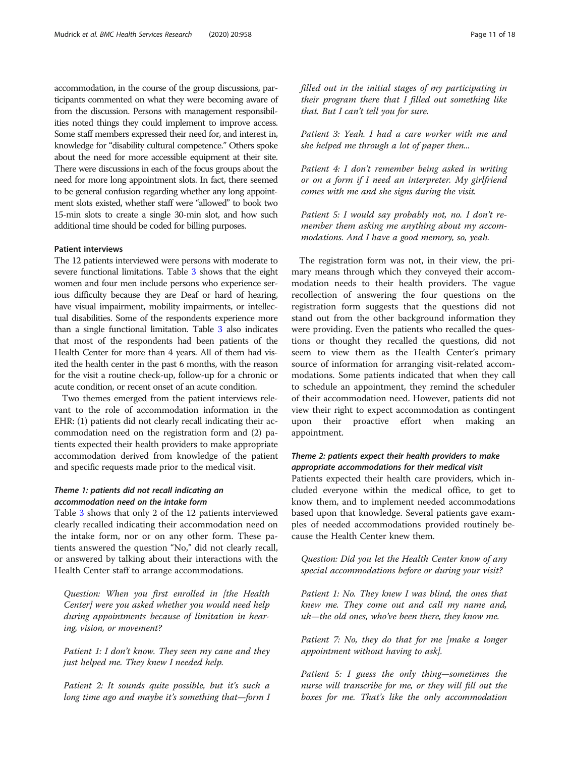accommodation, in the course of the group discussions, participants commented on what they were becoming aware of from the discussion. Persons with management responsibilities noted things they could implement to improve access. Some staff members expressed their need for, and interest in, knowledge for "disability cultural competence." Others spoke about the need for more accessible equipment at their site. There were discussions in each of the focus groups about the need for more long appointment slots. In fact, there seemed to be general confusion regarding whether any long appointment slots existed, whether staff were "allowed" to book two 15-min slots to create a single 30-min slot, and how such additional time should be coded for billing purposes.

#### Patient interviews

The 12 patients interviewed were persons with moderate to severe functional limitations. Table 3 shows that the eight women and four men include persons who experience serious difficulty because they are Deaf or hard of hearing, have visual impairment, mobility impairments, or intellectual disabilities. Some of the respondents experience more than a single functional limitation. Table 3 also indicates that most of the respondents had been patients of the Health Center for more than 4 years. All of them had visited the health center in the past 6 months, with the reason for the visit a routine check-up, follow-up for a chronic or acute condition, or recent onset of an acute condition.

Two themes emerged from the patient interviews relevant to the role of accommodation information in the EHR: (1) patients did not clearly recall indicating their accommodation need on the registration form and (2) patients expected their health providers to make appropriate accommodation derived from knowledge of the patient and specific requests made prior to the medical visit.

##### *Theme 1: patients did not recall indicating an accommodation need on the intake form*

Table 3 shows that only 2 of the 12 patients interviewed clearly recalled indicating their accommodation need on the intake form, nor or on any other form. These patients answered the question "No," did not clearly recall, or answered by talking about their interactions with the Health Center staff to arrange accommodations.

> *Question: When you first enrolled in [the Health Center] were you asked whether you would need help during appointments because of limitation in hearing, vision, or movement?*
>
> *Patient 1: I don't know. They seen my cane and they just helped me. They knew I needed help.*
>
> *Patient 2: It sounds quite possible, but it's such a long time ago and maybe it's something that—form I filled out in the initial stages of my participating in their program there that I filled out something like that. But I can't tell you for sure.*
>
> *Patient 3: Yeah. I had a care worker with me and she helped me through a lot of paper then...*
>
> *Patient 4: I don't remember being asked in writing or on a form if I need an interpreter. My girlfriend comes with me and she signs during the visit.*
>
> *Patient 5: I would say probably not, no. I don't remember them asking me anything about my accommodations. And I have a good memory, so, yeah.*

The registration form was not, in their view, the primary means through which they conveyed their accommodation needs to their health providers. The vague recollection of answering the four questions on the registration form suggests that the questions did not stand out from the other background information they were providing. Even the patients who recalled the questions or thought they recalled the questions, did not seem to view them as the Health Center's primary source of information for arranging visit-related accommodations. Some patients indicated that when they call to schedule an appointment, they remind the scheduler of their accommodation need. However, patients did not view their right to expect accommodation as contingent upon their proactive effort when making an appointment.

##### *Theme 2: patients expect their health providers to make appropriate accommodations for their medical visit*

Patients expected their health care providers, which included everyone within the medical office, to get to know them, and to implement needed accommodations based upon that knowledge. Several patients gave examples of needed accommodations provided routinely because the Health Center knew them.

> *Question: Did you let the Health Center know of any special accommodations before or during your visit?*
>
> *Patient 1: No. They knew I was blind, the ones that knew me. They come out and call my name and, uh—the old ones, who've been there, they know me.*
>
> *Patient 7: No, they do that for me [make a longer appointment without having to ask].*
>
> *Patient 5: I guess the only thing—sometimes the nurse will transcribe for me, or they will fill out the boxes for me. That's like the only accommodation*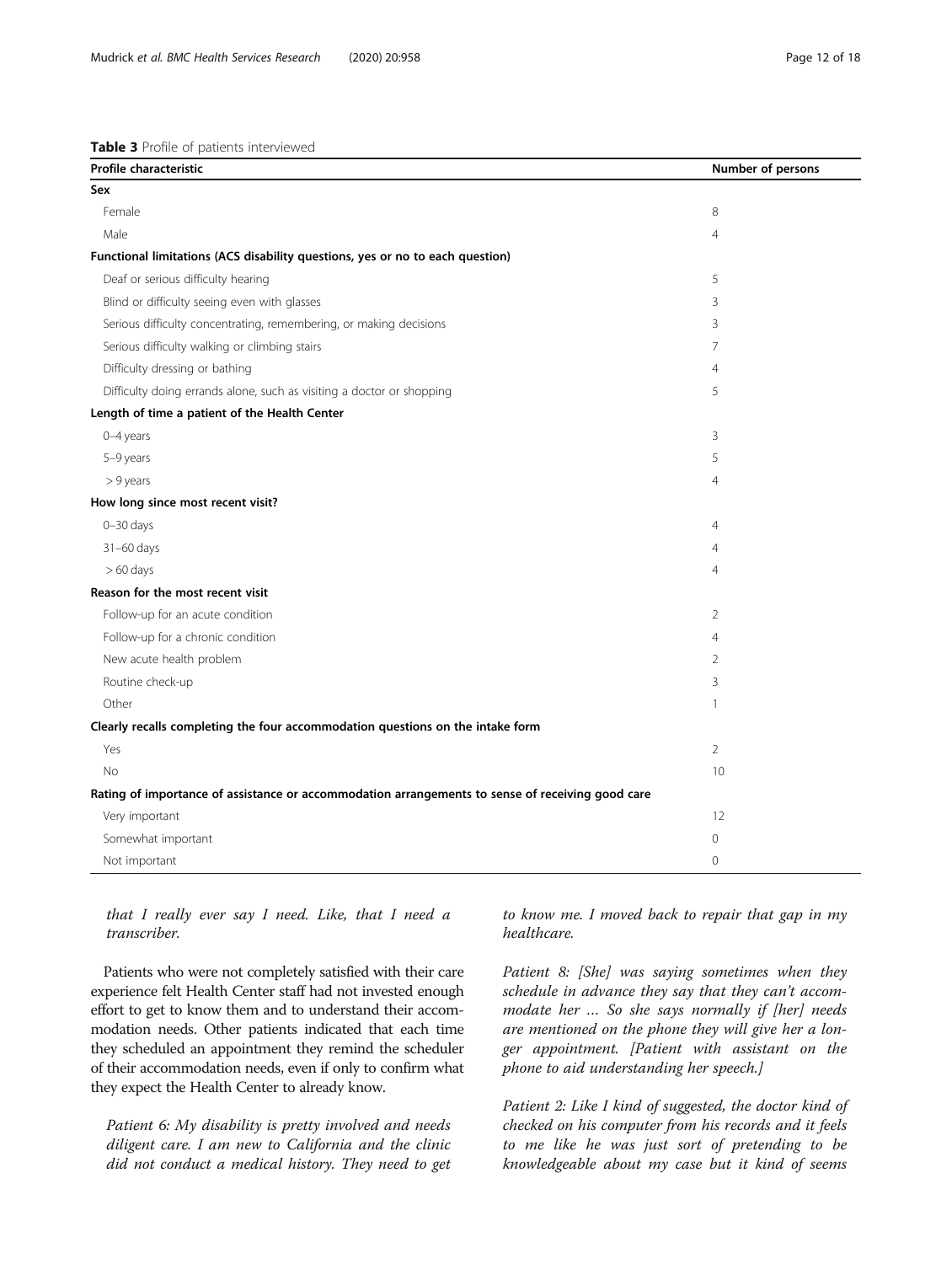**Table 3** Profile of patients interviewed

| Profile characteristic | Number of persons |
|---|---|
| **Sex** | |
| Female | 8 |
| Male | 4 |
| **Functional limitations (ACS disability questions, yes or no to each question)** | |
| Deaf or serious difficulty hearing | 5 |
| Blind or difficulty seeing even with glasses | 3 |
| Serious difficulty concentrating, remembering, or making decisions | 3 |
| Serious difficulty walking or climbing stairs | 7 |
| Difficulty dressing or bathing | 4 |
| Difficulty doing errands alone, such as visiting a doctor or shopping | 5 |
| **Length of time a patient of the Health Center** | |
| 0–4 years | 3 |
| 5–9 years | 5 |
| > 9 years | 4 |
| **How long since most recent visit?** | |
| 0–30 days | 4 |
| 31–60 days | 4 |
| > 60 days | 4 |
| **Reason for the most recent visit** | |
| Follow-up for an acute condition | 2 |
| Follow-up for a chronic condition | 4 |
| New acute health problem | 2 |
| Routine check-up | 3 |
| Other | 1 |
| **Clearly recalls completing the four accommodation questions on the intake form** | |
| Yes | 2 |
| No | 10 |
| **Rating of importance of assistance or accommodation arrangements to sense of receiving good care** | |
| Very important | 12 |
| Somewhat important | 0 |
| Not important | 0 |

*that I really ever say I need. Like, that I need a transcriber.*

Patients who were not completely satisfied with their care experience felt Health Center staff had not invested enough effort to get to know them and to understand their accommodation needs. Other patients indicated that each time they scheduled an appointment they remind the scheduler of their accommodation needs, even if only to confirm what they expect the Health Center to already know.

*Patient 6: My disability is pretty involved and needs diligent care. I am new to California and the clinic did not conduct a medical history. They need to get to know me. I moved back to repair that gap in my healthcare.*

*Patient 8: [She] was saying sometimes when they schedule in advance they say that they can't accommodate her … So she says normally if [her] needs are mentioned on the phone they will give her a longer appointment. [Patient with assistant on the phone to aid understanding her speech.]*

*Patient 2: Like I kind of suggested, the doctor kind of checked on his computer from his records and it feels to me like he was just sort of pretending to be knowledgeable about my case but it kind of seems*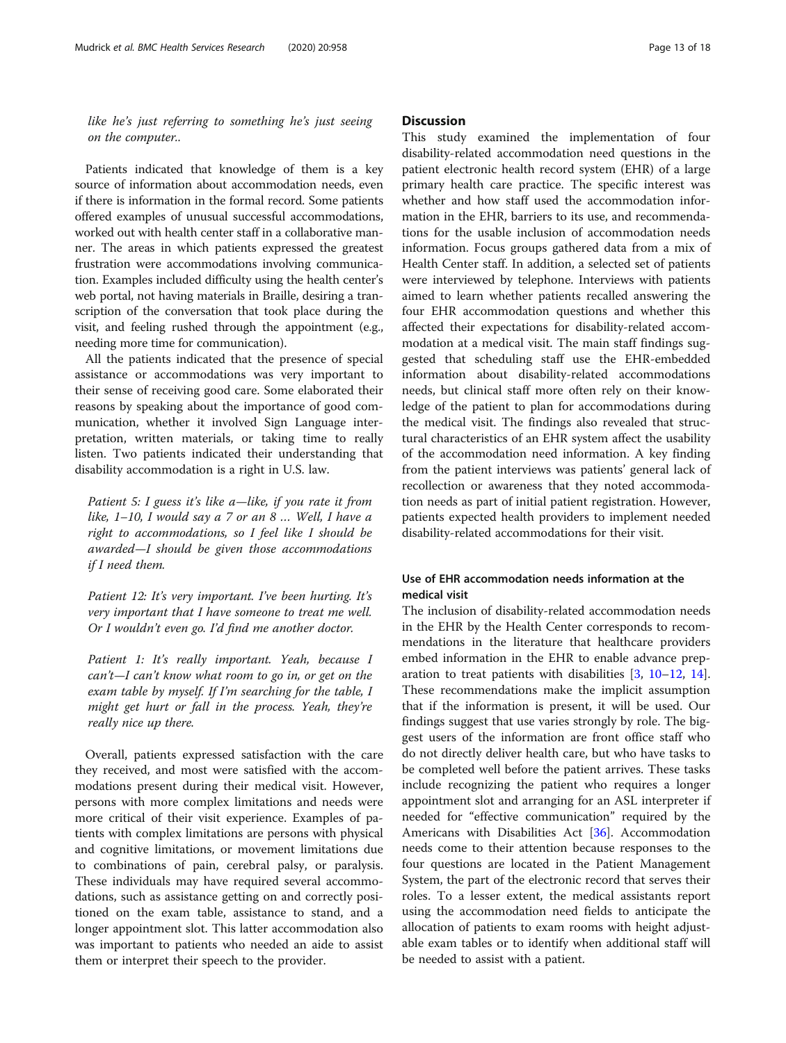*like he's just referring to something he's just seeing on the computer..*

Patients indicated that knowledge of them is a key source of information about accommodation needs, even if there is information in the formal record. Some patients offered examples of unusual successful accommodations, worked out with health center staff in a collaborative manner. The areas in which patients expressed the greatest frustration were accommodations involving communication. Examples included difficulty using the health center's web portal, not having materials in Braille, desiring a transcription of the conversation that took place during the visit, and feeling rushed through the appointment (e.g., needing more time for communication).

All the patients indicated that the presence of special assistance or accommodations was very important to their sense of receiving good care. Some elaborated their reasons by speaking about the importance of good communication, whether it involved Sign Language interpretation, written materials, or taking time to really listen. Two patients indicated their understanding that disability accommodation is a right in U.S. law.

*Patient 5: I guess it's like a—like, if you rate it from like, 1–10, I would say a 7 or an 8 … Well, I have a right to accommodations, so I feel like I should be awarded—I should be given those accommodations if I need them.*

*Patient 12: It's very important. I've been hurting. It's very important that I have someone to treat me well. Or I wouldn't even go. I'd find me another doctor.*

*Patient 1: It's really important. Yeah, because I can't—I can't know what room to go in, or get on the exam table by myself. If I'm searching for the table, I might get hurt or fall in the process. Yeah, they're really nice up there.*

Overall, patients expressed satisfaction with the care they received, and most were satisfied with the accommodations present during their medical visit. However, persons with more complex limitations and needs were more critical of their visit experience. Examples of patients with complex limitations are persons with physical and cognitive limitations, or movement limitations due to combinations of pain, cerebral palsy, or paralysis. These individuals may have required several accommodations, such as assistance getting on and correctly positioned on the exam table, assistance to stand, and a longer appointment slot. This latter accommodation also was important to patients who needed an aide to assist them or interpret their speech to the provider.

## Discussion

This study examined the implementation of four disability-related accommodation need questions in the patient electronic health record system (EHR) of a large primary health care practice. The specific interest was whether and how staff used the accommodation information in the EHR, barriers to its use, and recommendations for the usable inclusion of accommodation needs information. Focus groups gathered data from a mix of Health Center staff. In addition, a selected set of patients were interviewed by telephone. Interviews with patients aimed to learn whether patients recalled answering the four EHR accommodation questions and whether this affected their expectations for disability-related accommodation at a medical visit. The main staff findings suggested that scheduling staff use the EHR-embedded information about disability-related accommodations needs, but clinical staff more often rely on their knowledge of the patient to plan for accommodations during the medical visit. The findings also revealed that structural characteristics of an EHR system affect the usability of the accommodation need information. A key finding from the patient interviews was patients' general lack of recollection or awareness that they noted accommodation needs as part of initial patient registration. However, patients expected health providers to implement needed disability-related accommodations for their visit.

### Use of EHR accommodation needs information at the medical visit

The inclusion of disability-related accommodation needs in the EHR by the Health Center corresponds to recommendations in the literature that healthcare providers embed information in the EHR to enable advance preparation to treat patients with disabilities [3, 10–12, 14]. These recommendations make the implicit assumption that if the information is present, it will be used. Our findings suggest that use varies strongly by role. The biggest users of the information are front office staff who do not directly deliver health care, but who have tasks to be completed well before the patient arrives. These tasks include recognizing the patient who requires a longer appointment slot and arranging for an ASL interpreter if needed for "effective communication" required by the Americans with Disabilities Act [36]. Accommodation needs come to their attention because responses to the four questions are located in the Patient Management System, the part of the electronic record that serves their roles. To a lesser extent, the medical assistants report using the accommodation need fields to anticipate the allocation of patients to exam rooms with height adjustable exam tables or to identify when additional staff will be needed to assist with a patient.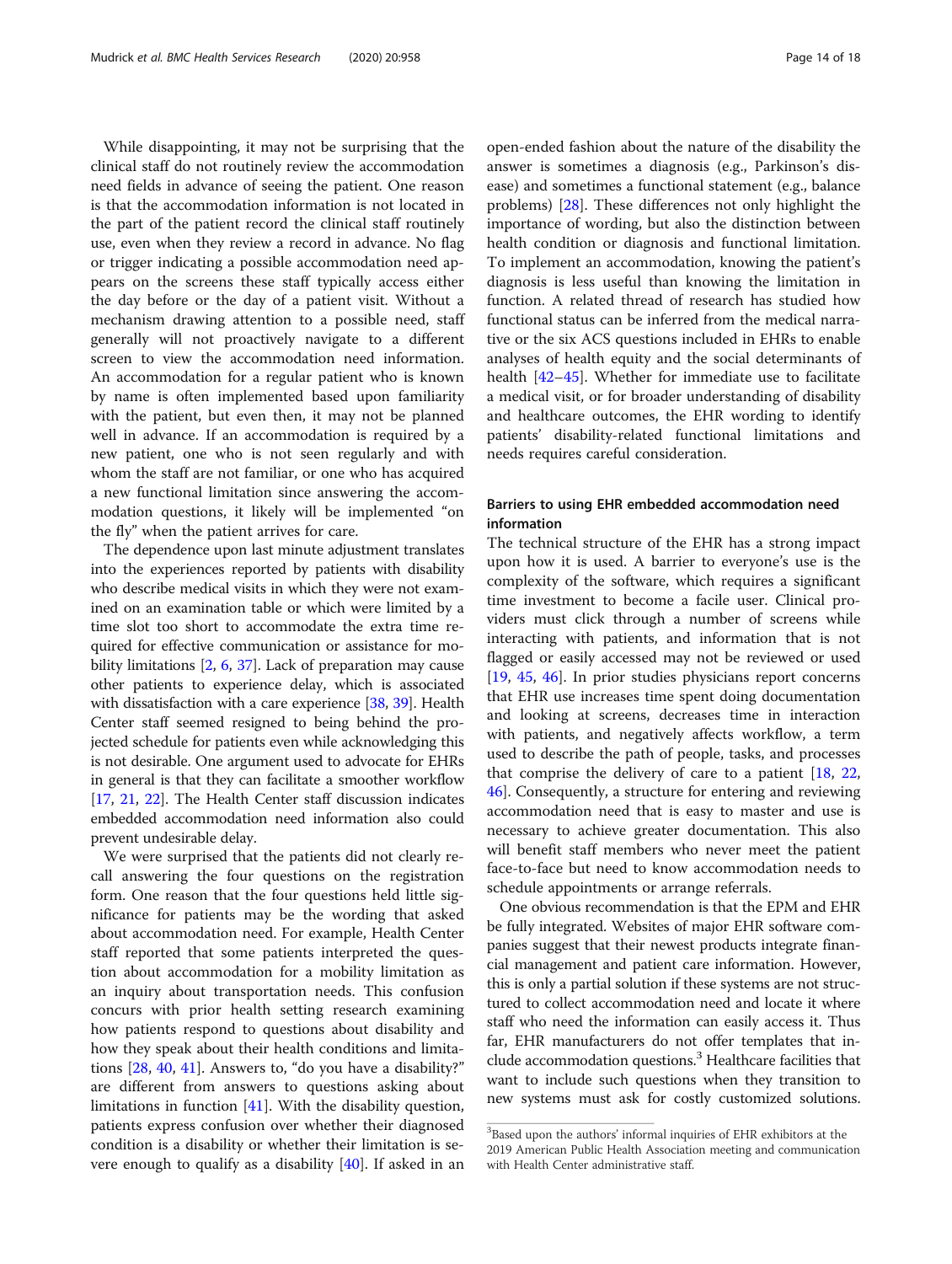While disappointing, it may not be surprising that the clinical staff do not routinely review the accommodation need fields in advance of seeing the patient. One reason is that the accommodation information is not located in the part of the patient record the clinical staff routinely use, even when they review a record in advance. No flag or trigger indicating a possible accommodation need appears on the screens these staff typically access either the day before or the day of a patient visit. Without a mechanism drawing attention to a possible need, staff generally will not proactively navigate to a different screen to view the accommodation need information. An accommodation for a regular patient who is known by name is often implemented based upon familiarity with the patient, but even then, it may not be planned well in advance. If an accommodation is required by a new patient, one who is not seen regularly and with whom the staff are not familiar, or one who has acquired a new functional limitation since answering the accommodation questions, it likely will be implemented "on the fly" when the patient arrives for care.

The dependence upon last minute adjustment translates into the experiences reported by patients with disability who describe medical visits in which they were not examined on an examination table or which were limited by a time slot too short to accommodate the extra time required for effective communication or assistance for mobility limitations [2, 6, 37]. Lack of preparation may cause other patients to experience delay, which is associated with dissatisfaction with a care experience [38, 39]. Health Center staff seemed resigned to being behind the projected schedule for patients even while acknowledging this is not desirable. One argument used to advocate for EHRs in general is that they can facilitate a smoother workflow [17, 21, 22]. The Health Center staff discussion indicates embedded accommodation need information also could prevent undesirable delay.

We were surprised that the patients did not clearly recall answering the four questions on the registration form. One reason that the four questions held little significance for patients may be the wording that asked about accommodation need. For example, Health Center staff reported that some patients interpreted the question about accommodation for a mobility limitation as an inquiry about transportation needs. This confusion concurs with prior health setting research examining how patients respond to questions about disability and how they speak about their health conditions and limitations [28, 40, 41]. Answers to, "do you have a disability?" are different from answers to questions asking about limitations in function [41]. With the disability question, patients express confusion over whether their diagnosed condition is a disability or whether their limitation is severe enough to qualify as a disability [40]. If asked in an open-ended fashion about the nature of the disability the answer is sometimes a diagnosis (e.g., Parkinson's disease) and sometimes a functional statement (e.g., balance problems) [28]. These differences not only highlight the importance of wording, but also the distinction between health condition or diagnosis and functional limitation. To implement an accommodation, knowing the patient's diagnosis is less useful than knowing the limitation in function. A related thread of research has studied how functional status can be inferred from the medical narrative or the six ACS questions included in EHRs to enable analyses of health equity and the social determinants of health [42–45]. Whether for immediate use to facilitate a medical visit, or for broader understanding of disability and healthcare outcomes, the EHR wording to identify patients' disability-related functional limitations and needs requires careful consideration.

### Barriers to using EHR embedded accommodation need information

The technical structure of the EHR has a strong impact upon how it is used. A barrier to everyone's use is the complexity of the software, which requires a significant time investment to become a facile user. Clinical providers must click through a number of screens while interacting with patients, and information that is not flagged or easily accessed may not be reviewed or used [19, 45, 46]. In prior studies physicians report concerns that EHR use increases time spent doing documentation and looking at screens, decreases time in interaction with patients, and negatively affects workflow, a term used to describe the path of people, tasks, and processes that comprise the delivery of care to a patient [18, 22, 46]. Consequently, a structure for entering and reviewing accommodation need that is easy to master and use is necessary to achieve greater documentation. This also will benefit staff members who never meet the patient face-to-face but need to know accommodation needs to schedule appointments or arrange referrals.

One obvious recommendation is that the EPM and EHR be fully integrated. Websites of major EHR software companies suggest that their newest products integrate financial management and patient care information. However, this is only a partial solution if these systems are not structured to collect accommodation need and locate it where staff who need the information can easily access it. Thus far, EHR manufacturers do not offer templates that include accommodation questions.[3] Healthcare facilities that want to include such questions when they transition to new systems must ask for costly customized solutions.

---

[3]Based upon the authors' informal inquiries of EHR exhibitors at the 2019 American Public Health Association meeting and communication with Health Center administrative staff.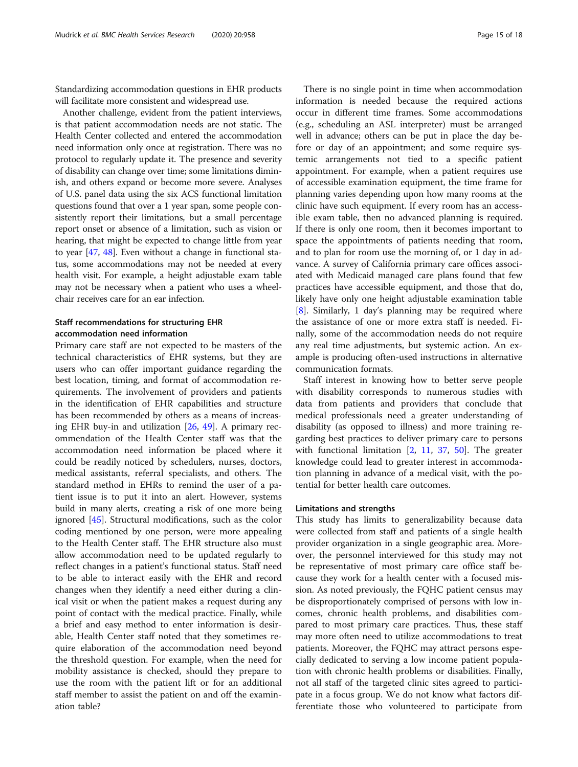Standardizing accommodation questions in EHR products will facilitate more consistent and widespread use.

Another challenge, evident from the patient interviews, is that patient accommodation needs are not static. The Health Center collected and entered the accommodation need information only once at registration. There was no protocol to regularly update it. The presence and severity of disability can change over time; some limitations diminish, and others expand or become more severe. Analyses of U.S. panel data using the six ACS functional limitation questions found that over a 1 year span, some people consistently report their limitations, but a small percentage report onset or absence of a limitation, such as vision or hearing, that might be expected to change little from year to year [47, 48]. Even without a change in functional status, some accommodations may not be needed at every health visit. For example, a height adjustable exam table may not be necessary when a patient who uses a wheelchair receives care for an ear infection.

### Staff recommendations for structuring EHR accommodation need information

Primary care staff are not expected to be masters of the technical characteristics of EHR systems, but they are users who can offer important guidance regarding the best location, timing, and format of accommodation requirements. The involvement of providers and patients in the identification of EHR capabilities and structure has been recommended by others as a means of increasing EHR buy-in and utilization [26, 49]. A primary recommendation of the Health Center staff was that the accommodation need information be placed where it could be readily noticed by schedulers, nurses, doctors, medical assistants, referral specialists, and others. The standard method in EHRs to remind the user of a patient issue is to put it into an alert. However, systems build in many alerts, creating a risk of one more being ignored [45]. Structural modifications, such as the color coding mentioned by one person, were more appealing to the Health Center staff. The EHR structure also must allow accommodation need to be updated regularly to reflect changes in a patient's functional status. Staff need to be able to interact easily with the EHR and record changes when they identify a need either during a clinical visit or when the patient makes a request during any point of contact with the medical practice. Finally, while a brief and easy method to enter information is desirable, Health Center staff noted that they sometimes require elaboration of the accommodation need beyond the threshold question. For example, when the need for mobility assistance is checked, should they prepare to use the room with the patient lift or for an additional staff member to assist the patient on and off the examination table?

There is no single point in time when accommodation information is needed because the required actions occur in different time frames. Some accommodations (e.g., scheduling an ASL interpreter) must be arranged well in advance; others can be put in place the day before or day of an appointment; and some require systemic arrangements not tied to a specific patient appointment. For example, when a patient requires use of accessible examination equipment, the time frame for planning varies depending upon how many rooms at the clinic have such equipment. If every room has an accessible exam table, then no advanced planning is required. If there is only one room, then it becomes important to space the appointments of patients needing that room, and to plan for room use the morning of, or 1 day in advance. A survey of California primary care offices associated with Medicaid managed care plans found that few practices have accessible equipment, and those that do, likely have only one height adjustable examination table [8]. Similarly, 1 day's planning may be required where the assistance of one or more extra staff is needed. Finally, some of the accommodation needs do not require any real time adjustments, but systemic action. An example is producing often-used instructions in alternative communication formats.

Staff interest in knowing how to better serve people with disability corresponds to numerous studies with data from patients and providers that conclude that medical professionals need a greater understanding of disability (as opposed to illness) and more training regarding best practices to deliver primary care to persons with functional limitation [2, 11, 37, 50]. The greater knowledge could lead to greater interest in accommodation planning in advance of a medical visit, with the potential for better health care outcomes.

### Limitations and strengths

This study has limits to generalizability because data were collected from staff and patients of a single health provider organization in a single geographic area. Moreover, the personnel interviewed for this study may not be representative of most primary care office staff because they work for a health center with a focused mission. As noted previously, the FQHC patient census may be disproportionately comprised of persons with low incomes, chronic health problems, and disabilities compared to most primary care practices. Thus, these staff may more often need to utilize accommodations to treat patients. Moreover, the FQHC may attract persons especially dedicated to serving a low income patient population with chronic health problems or disabilities. Finally, not all staff of the targeted clinic sites agreed to participate in a focus group. We do not know what factors differentiate those who volunteered to participate from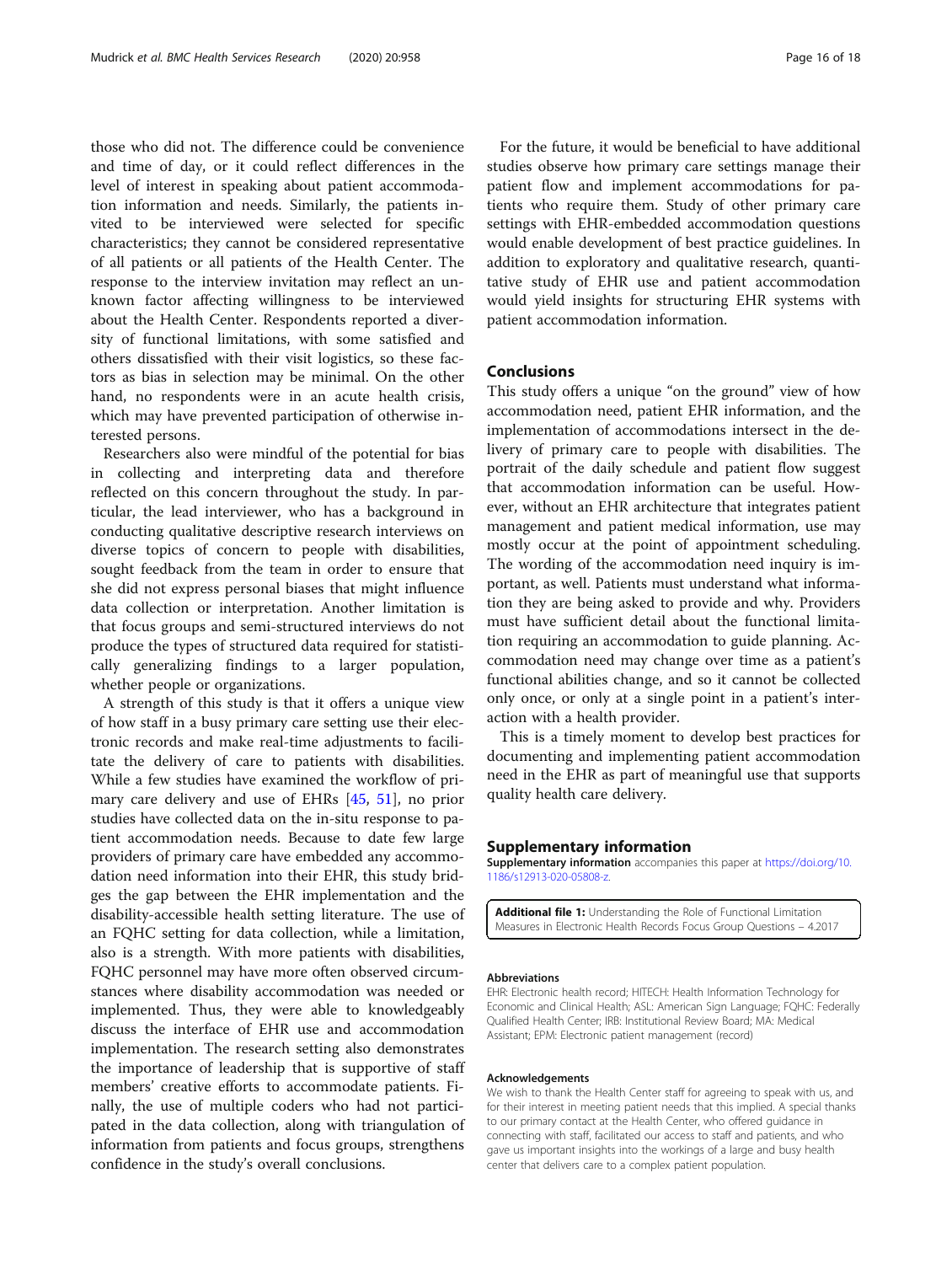those who did not. The difference could be convenience and time of day, or it could reflect differences in the level of interest in speaking about patient accommodation information and needs. Similarly, the patients invited to be interviewed were selected for specific characteristics; they cannot be considered representative of all patients or all patients of the Health Center. The response to the interview invitation may reflect an unknown factor affecting willingness to be interviewed about the Health Center. Respondents reported a diversity of functional limitations, with some satisfied and others dissatisfied with their visit logistics, so these factors as bias in selection may be minimal. On the other hand, no respondents were in an acute health crisis, which may have prevented participation of otherwise interested persons.

Researchers also were mindful of the potential for bias in collecting and interpreting data and therefore reflected on this concern throughout the study. In particular, the lead interviewer, who has a background in conducting qualitative descriptive research interviews on diverse topics of concern to people with disabilities, sought feedback from the team in order to ensure that she did not express personal biases that might influence data collection or interpretation. Another limitation is that focus groups and semi-structured interviews do not produce the types of structured data required for statistically generalizing findings to a larger population, whether people or organizations.

A strength of this study is that it offers a unique view of how staff in a busy primary care setting use their electronic records and make real-time adjustments to facilitate the delivery of care to patients with disabilities. While a few studies have examined the workflow of primary care delivery and use of EHRs [45, 51], no prior studies have collected data on the in-situ response to patient accommodation needs. Because to date few large providers of primary care have embedded any accommodation need information into their EHR, this study bridges the gap between the EHR implementation and the disability-accessible health setting literature. The use of an FQHC setting for data collection, while a limitation, also is a strength. With more patients with disabilities, FQHC personnel may have more often observed circumstances where disability accommodation was needed or implemented. Thus, they were able to knowledgeably discuss the interface of EHR use and accommodation implementation. The research setting also demonstrates the importance of leadership that is supportive of staff members' creative efforts to accommodate patients. Finally, the use of multiple coders who had not participated in the data collection, along with triangulation of information from patients and focus groups, strengthens confidence in the study's overall conclusions.

For the future, it would be beneficial to have additional studies observe how primary care settings manage their patient flow and implement accommodations for patients who require them. Study of other primary care settings with EHR-embedded accommodation questions would enable development of best practice guidelines. In addition to exploratory and qualitative research, quantitative study of EHR use and patient accommodation would yield insights for structuring EHR systems with patient accommodation information.

## Conclusions

This study offers a unique "on the ground" view of how accommodation need, patient EHR information, and the implementation of accommodations intersect in the delivery of primary care to people with disabilities. The portrait of the daily schedule and patient flow suggest that accommodation information can be useful. However, without an EHR architecture that integrates patient management and patient medical information, use may mostly occur at the point of appointment scheduling. The wording of the accommodation need inquiry is important, as well. Patients must understand what information they are being asked to provide and why. Providers must have sufficient detail about the functional limitation requiring an accommodation to guide planning. Accommodation need may change over time as a patient's functional abilities change, and so it cannot be collected only once, or only at a single point in a patient's interaction with a health provider.

This is a timely moment to develop best practices for documenting and implementing patient accommodation need in the EHR as part of meaningful use that supports quality health care delivery.

## Supplementary information

**Supplementary information** accompanies this paper at https://doi.org/10.1186/s12913-020-05808-z.

**Additional file 1:** Understanding the Role of Functional Limitation Measures in Electronic Health Records Focus Group Questions – 4.2017

#### Abbreviations

EHR: Electronic health record; HITECH: Health Information Technology for Economic and Clinical Health; ASL: American Sign Language; FQHC: Federally Qualified Health Center; IRB: Institutional Review Board; MA: Medical Assistant; EPM: Electronic patient management (record)

#### Acknowledgements

We wish to thank the Health Center staff for agreeing to speak with us, and for their interest in meeting patient needs that this implied. A special thanks to our primary contact at the Health Center, who offered guidance in connecting with staff, facilitated our access to staff and patients, and who gave us important insights into the workings of a large and busy health center that delivers care to a complex patient population.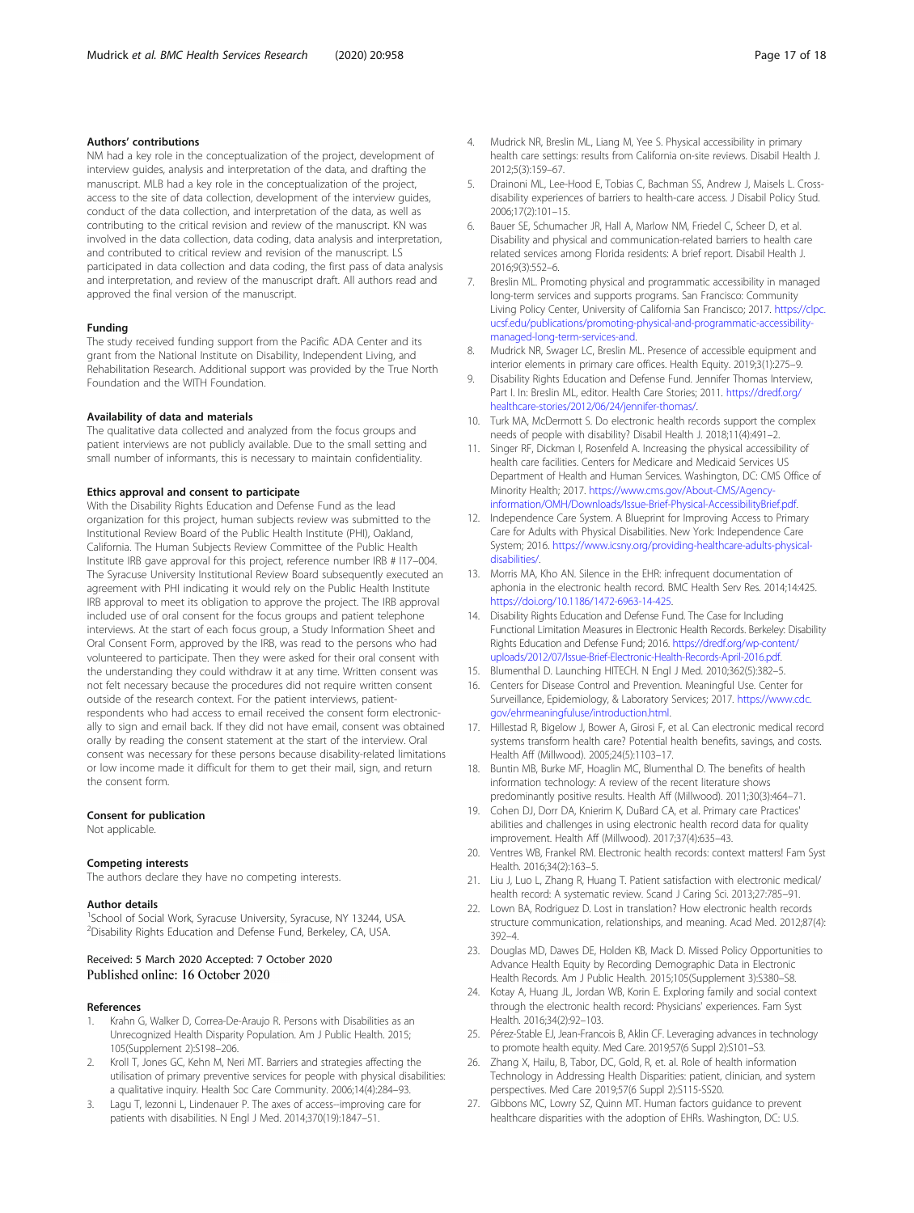## Authors' contributions

NM had a key role in the conceptualization of the project, development of interview guides, analysis and interpretation of the data, and drafting the manuscript. MLB had a key role in the conceptualization of the project, access to the site of data collection, development of the interview guides, conduct of the data collection, and interpretation of the data, as well as contributing to the critical revision and review of the manuscript. KN was involved in the data collection, data coding, data analysis and interpretation, and contributed to critical review and revision of the manuscript. LS participated in data collection and data coding, the first pass of data analysis and interpretation, and review of the manuscript draft. All authors read and approved the final version of the manuscript.

## Funding

The study received funding support from the Pacific ADA Center and its grant from the National Institute on Disability, Independent Living, and Rehabilitation Research. Additional support was provided by the True North Foundation and the WITH Foundation.

## Availability of data and materials

The qualitative data collected and analyzed from the focus groups and patient interviews are not publicly available. Due to the small setting and small number of informants, this is necessary to maintain confidentiality.

## Ethics approval and consent to participate

With the Disability Rights Education and Defense Fund as the lead organization for this project, human subjects review was submitted to the Institutional Review Board of the Public Health Institute (PHI), Oakland, California. The Human Subjects Review Committee of the Public Health Institute IRB gave approval for this project, reference number IRB # I17–004. The Syracuse University Institutional Review Board subsequently executed an agreement with PHI indicating it would rely on the Public Health Institute IRB approval to meet its obligation to approve the project. The IRB approval included use of oral consent for the focus groups and patient telephone interviews. At the start of each focus group, a Study Information Sheet and Oral Consent Form, approved by the IRB, was read to the persons who had volunteered to participate. Then they were asked for their oral consent with the understanding they could withdraw it at any time. Written consent was not felt necessary because the procedures did not require written consent outside of the research context. For the patient interviews, patient-respondents who had access to email received the consent form electronically to sign and email back. If they did not have email, consent was obtained orally by reading the consent statement at the start of the interview. Oral consent was necessary for these persons because disability-related limitations or low income made it difficult for them to get their mail, sign, and return the consent form.

## Consent for publication

Not applicable.

## Competing interests

The authors declare they have no competing interests.

## Author details

[1]School of Social Work, Syracuse University, Syracuse, NY 13244, USA. [2]Disability Rights Education and Defense Fund, Berkeley, CA, USA.

Received: 5 March 2020 Accepted: 7 October 2020
Published online: 16 October 2020

## References

1. Krahn G, Walker D, Correa-De-Araujo R. Persons with Disabilities as an Unrecognized Health Disparity Population. Am J Public Health. 2015; 105(Supplement 2):S198–206.
2. Kroll T, Jones GC, Kehn M, Neri MT. Barriers and strategies affecting the utilisation of primary preventive services for people with physical disabilities: a qualitative inquiry. Health Soc Care Community. 2006;14(4):284–93.
3. Lagu T, Iezonni L, Lindenauer P. The axes of access--improving care for patients with disabilities. N Engl J Med. 2014;370(19):1847–51.
4. Mudrick NR, Breslin ML, Liang M, Yee S. Physical accessibility in primary health care settings: results from California on-site reviews. Disabil Health J. 2012;5(3):159–67.
5. Drainoni ML, Lee-Hood E, Tobias C, Bachman SS, Andrew J, Maisels L. Cross-disability experiences of barriers to health-care access. J Disabil Policy Stud. 2006;17(2):101–15.
6. Bauer SE, Schumacher JR, Hall A, Marlow NM, Friedel C, Scheer D, et al. Disability and physical and communication-related barriers to health care related services among Florida residents: A brief report. Disabil Health J. 2016;9(3):552–6.
7. Breslin ML. Promoting physical and programmatic accessibility in managed long-term services and supports programs. San Francisco: Community Living Policy Center, University of California San Francisco; 2017. https://clpc.ucsf.edu/publications/promoting-physical-and-programmatic-accessibility-managed-long-term-services-and.
8. Mudrick NR, Swager LC, Breslin ML. Presence of accessible equipment and interior elements in primary care offices. Health Equity. 2019;3(1):275–9.
9. Disability Rights Education and Defense Fund. Jennifer Thomas Interview, Part I. In: Breslin ML, editor. Health Care Stories; 2011. https://dredf.org/healthcare-stories/2012/06/24/jennifer-thomas/.
10. Turk MA, McDermott S. Do electronic health records support the complex needs of people with disability? Disabil Health J. 2018;11(4):491–2.
11. Singer RF, Dickman I, Rosenfeld A. Increasing the physical accessibility of health care facilities. Centers for Medicare and Medicaid Services US Department of Health and Human Services. Washington, DC: CMS Office of Minority Health; 2017. https://www.cms.gov/About-CMS/Agency-information/OMH/Downloads/Issue-Brief-Physical-AccessibilityBrief.pdf.
12. Independence Care System. A Blueprint for Improving Access to Primary Care for Adults with Physical Disabilities. New York: Independence Care System; 2016. https://www.icsny.org/providing-healthcare-adults-physical-disabilities/.
13. Morris MA, Kho AN. Silence in the EHR: infrequent documentation of aphonia in the electronic health record. BMC Health Serv Res. 2014;14:425. https://doi.org/10.1186/1472-6963-14-425.
14. Disability Rights Education and Defense Fund. The Case for Including Functional Limitation Measures in Electronic Health Records. Berkeley: Disability Rights Education and Defense Fund; 2016. https://dredf.org/wp-content/uploads/2012/07/Issue-Brief-Electronic-Health-Records-April-2016.pdf.
15. Blumenthal D. Launching HITECH. N Engl J Med. 2010;362(5):382–5.
16. Centers for Disease Control and Prevention. Meaningful Use. Center for Surveillance, Epidemiology, & Laboratory Services; 2017. https://www.cdc.gov/ehrmeaningfuluse/introduction.html.
17. Hillestad R, Bigelow J, Bower A, Girosi F, et al. Can electronic medical record systems transform health care? Potential health benefits, savings, and costs. Health Aff (Millwood). 2005;24(5):1103–17.
18. Buntin MB, Burke MF, Hoaglin MC, Blumenthal D. The benefits of health information technology: A review of the recent literature shows predominantly positive results. Health Aff (Millwood). 2011;30(3):464–71.
19. Cohen DJ, Dorr DA, Knierim K, DuBard CA, et al. Primary care Practices' abilities and challenges in using electronic health record data for quality improvement. Health Aff (Millwood). 2017;37(4):635–43.
20. Ventres WB, Frankel RM. Electronic health records: context matters! Fam Syst Health. 2016;34(2):163–5.
21. Liu J, Luo L, Zhang R, Huang T. Patient satisfaction with electronic medical/health record: A systematic review. Scand J Caring Sci. 2013;27:785–91.
22. Lown BA, Rodriguez D. Lost in translation? How electronic health records structure communication, relationships, and meaning. Acad Med. 2012;87(4):392–4.
23. Douglas MD, Dawes DE, Holden KB, Mack D. Missed Policy Opportunities to Advance Health Equity by Recording Demographic Data in Electronic Health Records. Am J Public Health. 2015;105(Supplement 3):S380–S8.
24. Kotay A, Huang JL, Jordan WB, Korin E. Exploring family and social context through the electronic health record: Physicians' experiences. Fam Syst Health. 2016;34(2):92–103.
25. Pérez-Stable EJ, Jean-Francois B, Aklin CF. Leveraging advances in technology to promote health equity. Med Care. 2019;57(6 Suppl 2):S101–S3.
26. Zhang X, Hailu, B, Tabor, DC, Gold, R, et. al. Role of health information Technology in Addressing Health Disparities: patient, clinician, and system perspectives. Med Care 2019;57(6 Suppl 2):S115-SS20.
27. Gibbons MC, Lowry SZ, Quinn MT. Human factors guidance to prevent healthcare disparities with the adoption of EHRs. Washington, DC: U.S.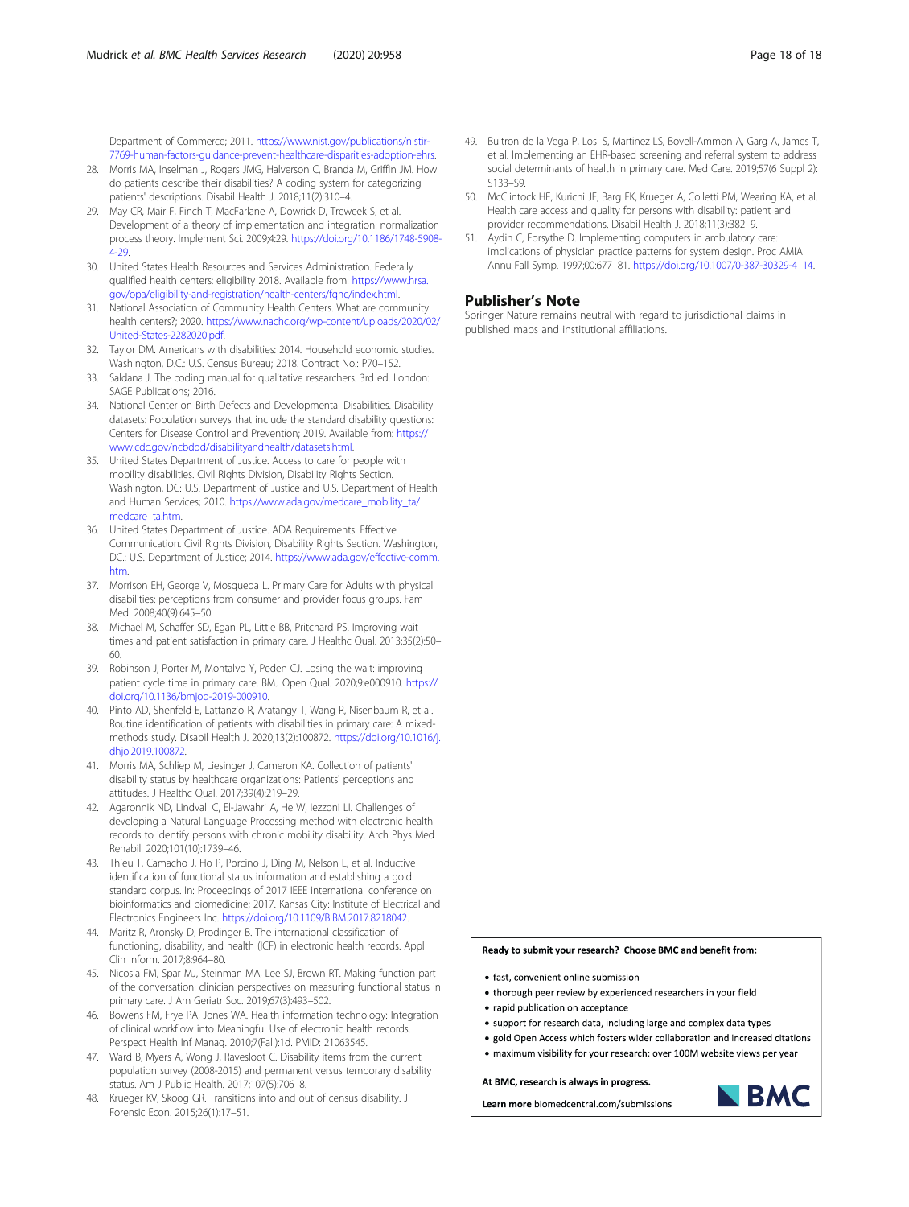Department of Commerce; 2011. https://www.nist.gov/publications/nistir-7769-human-factors-guidance-prevent-healthcare-disparities-adoption-ehrs.

28. Morris MA, Inselman J, Rogers JMG, Halverson C, Branda M, Griffin JM. How do patients describe their disabilities? A coding system for categorizing patients' descriptions. Disabil Health J. 2018;11(2):310–4.
29. May CR, Mair F, Finch T, MacFarlane A, Dowrick D, Treweek S, et al. Development of a theory of implementation and integration: normalization process theory. Implement Sci. 2009;4:29. https://doi.org/10.1186/1748-5908-4-29.
30. United States Health Resources and Services Administration. Federally qualified health centers: eligibility 2018. Available from: https://www.hrsa.gov/opa/eligibility-and-registration/health-centers/fqhc/index.html.
31. National Association of Community Health Centers. What are community health centers?; 2020. https://www.nachc.org/wp-content/uploads/2020/02/United-States-2282020.pdf.
32. Taylor DM. Americans with disabilities: 2014. Household economic studies. Washington, D.C.: U.S. Census Bureau; 2018. Contract No.: P70–152.
33. Saldana J. The coding manual for qualitative researchers. 3rd ed. London: SAGE Publications; 2016.
34. National Center on Birth Defects and Developmental Disabilities. Disability datasets: Population surveys that include the standard disability questions: Centers for Disease Control and Prevention; 2019. Available from: https://www.cdc.gov/ncbddd/disabilityandhealth/datasets.html.
35. United States Department of Justice. Access to care for people with mobility disabilities. Civil Rights Division, Disability Rights Section. Washington, DC: U.S. Department of Justice and U.S. Department of Health and Human Services; 2010. https://www.ada.gov/medcare_mobility_ta/medcare_ta.htm.
36. United States Department of Justice. ADA Requirements: Effective Communication. Civil Rights Division, Disability Rights Section. Washington, DC.: U.S. Department of Justice; 2014. https://www.ada.gov/effective-comm.htm.
37. Morrison EH, George V, Mosqueda L. Primary Care for Adults with physical disabilities: perceptions from consumer and provider focus groups. Fam Med. 2008;40(9):645–50.
38. Michael M, Schaffer SD, Egan PL, Little BB, Pritchard PS. Improving wait times and patient satisfaction in primary care. J Healthc Qual. 2013;35(2):50–60.
39. Robinson J, Porter M, Montalvo Y, Peden CJ. Losing the wait: improving patient cycle time in primary care. BMJ Open Qual. 2020;9:e000910. https://doi.org/10.1136/bmjoq-2019-000910.
40. Pinto AD, Shenfeld E, Lattanzio R, Aratangy T, Wang R, Nisenbaum R, et al. Routine identification of patients with disabilities in primary care: A mixed-methods study. Disabil Health J. 2020;13(2):100872. https://doi.org/10.1016/j.dhjo.2019.100872.
41. Morris MA, Schliep M, Liesinger J, Cameron KA. Collection of patients' disability status by healthcare organizations: Patients' perceptions and attitudes. J Healthc Qual. 2017;39(4):219–29.
42. Agaronnik ND, Lindvall C, El-Jawahri A, He W, Iezzoni LI. Challenges of developing a Natural Language Processing method with electronic health records to identify persons with chronic mobility disability. Arch Phys Med Rehabil. 2020;101(10):1739–46.
43. Thieu T, Camacho J, Ho P, Porcino J, Ding M, Nelson L, et al. Inductive identification of functional status information and establishing a gold standard corpus. In: Proceedings of 2017 IEEE international conference on bioinformatics and biomedicine; 2017. Kansas City: Institute of Electrical and Electronics Engineers Inc. https://doi.org/10.1109/BIBM.2017.8218042.
44. Maritz R, Aronsky D, Prodinger B. The international classification of functioning, disability, and health (ICF) in electronic health records. Appl Clin Inform. 2017;8:964–80.
45. Nicosia FM, Spar MJ, Steinman MA, Lee SJ, Brown RT. Making function part of the conversation: clinician perspectives on measuring functional status in primary care. J Am Geriatr Soc. 2019;67(3):493–502.
46. Bowens FM, Frye PA, Jones WA. Health information technology: Integration of clinical workflow into Meaningful Use of electronic health records. Perspect Health Inf Manag. 2010;7(Fall):1d. PMID: 21063545.
47. Ward B, Myers A, Wong J, Ravesloot C. Disability items from the current population survey (2008-2015) and permanent versus temporary disability status. Am J Public Health. 2017;107(5):706–8.
48. Krueger KV, Skoog GR. Transitions into and out of census disability. J Forensic Econ. 2015;26(1):17–51.
49. Buitron de la Vega P, Losi S, Martinez LS, Bovell-Ammon A, Garg A, James T, et al. Implementing an EHR-based screening and referral system to address social determinants of health in primary care. Med Care. 2019;57(6 Suppl 2):S133–S9.
50. McClintock HF, Kurichi JE, Barg FK, Krueger A, Colletti PM, Wearing KA, et al. Health care access and quality for persons with disability: patient and provider recommendations. Disabil Health J. 2018;11(3):382–9.
51. Aydin C, Forsythe D. Implementing computers in ambulatory care: implications of physician practice patterns for system design. Proc AMIA Annu Fall Symp. 1997;00:677–81. https://doi.org/10.1007/0-387-30329-4_14.

## Publisher's Note

Springer Nature remains neutral with regard to jurisdictional claims in published maps and institutional affiliations.

**Ready to submit your research? Choose BMC and benefit from:**

- fast, convenient online submission
- thorough peer review by experienced researchers in your field
- rapid publication on acceptance
- support for research data, including large and complex data types
- gold Open Access which fosters wider collaboration and increased citations
- maximum visibility for your research: over 100M website views per year

**At BMC, research is always in progress.**

**Learn more** biomedcentral.com/submissions

BMC